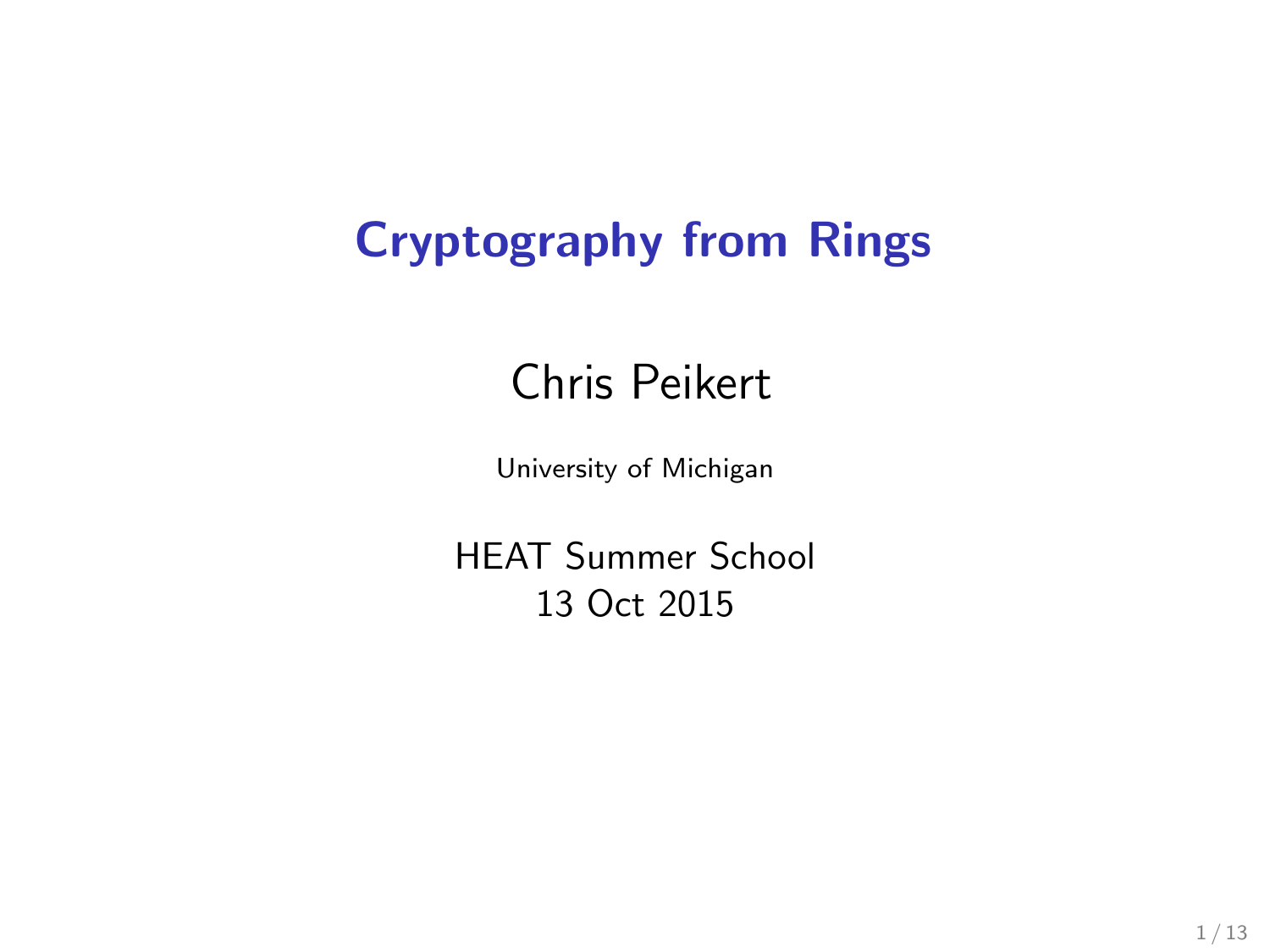# Cryptography from Rings

Chris Peikert

University of Michigan

HEAT Summer School
13 Oct 2015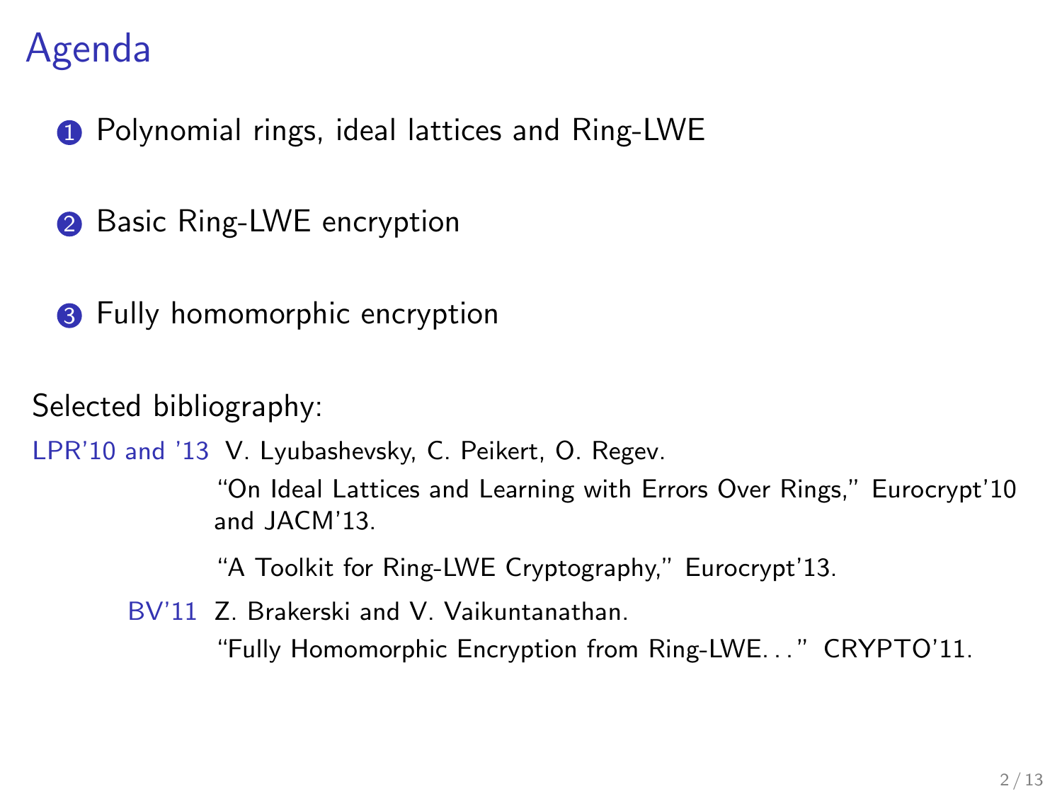# Agenda

1. Polynomial rings, ideal lattices and Ring-LWE
2. Basic Ring-LWE encryption
3. Fully homomorphic encryption

Selected bibliography:

LPR'10 and '13 V. Lyubashevsky, C. Peikert, O. Regev.
"On Ideal Lattices and Learning with Errors Over Rings," Eurocrypt'10 and JACM'13.
"A Toolkit for Ring-LWE Cryptography," Eurocrypt'13.

BV'11 Z. Brakerski and V. Vaikuntanathan.
"Fully Homomorphic Encryption from Ring-LWE..." CRYPTO'11.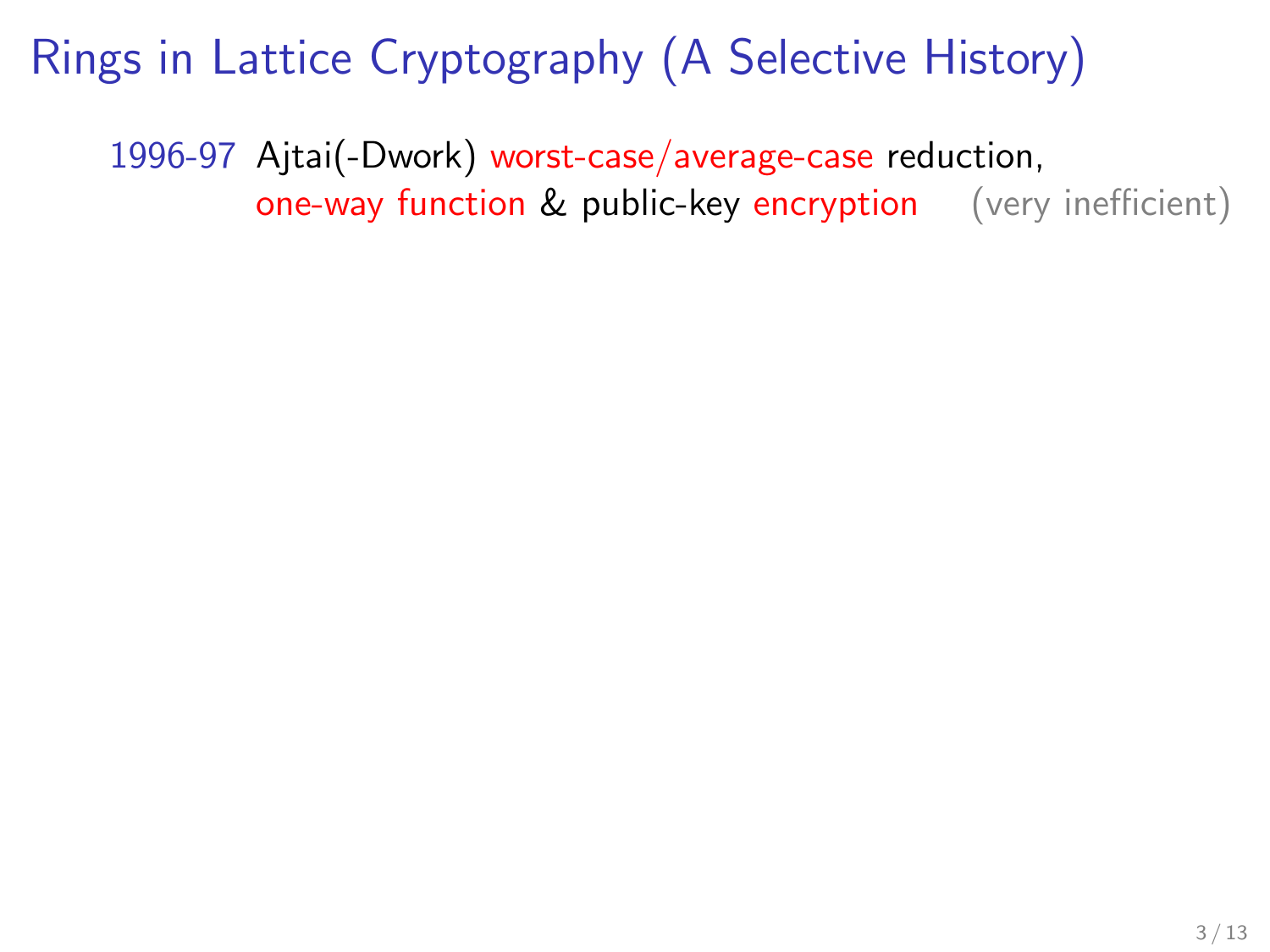# Rings in Lattice Cryptography (A Selective History)

1996-97 Ajtai(-Dwork) worst-case/average-case reduction,
one-way function & public-key encryption (very inefficient)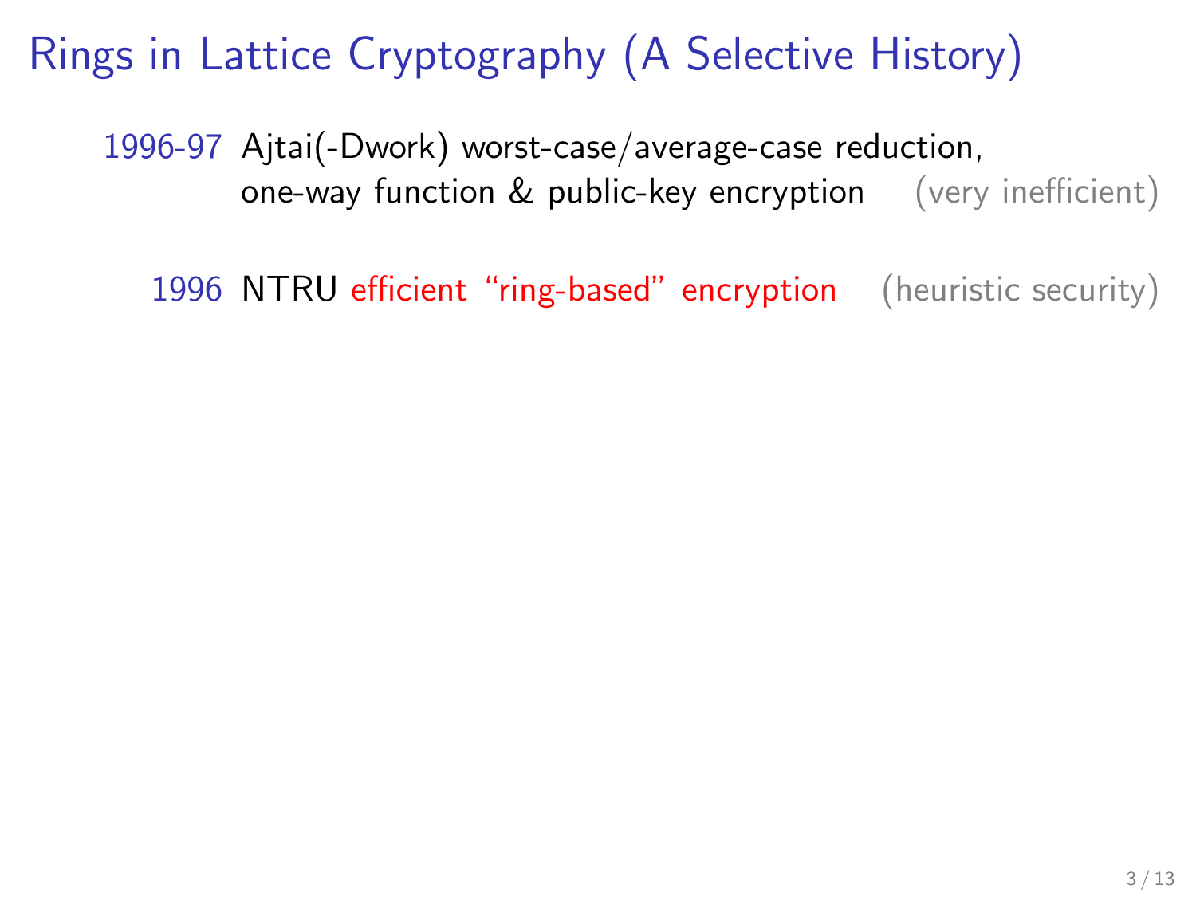# Rings in Lattice Cryptography (A Selective History)

1996-97 Ajtai(-Dwork) worst-case/average-case reduction, one-way function & public-key encryption (very inefficient)

1996 NTRU efficient "ring-based" encryption (heuristic security)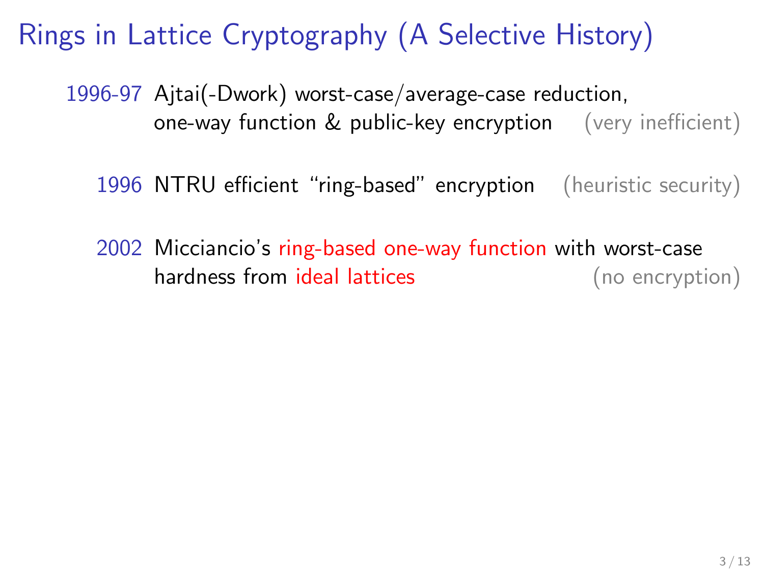# Rings in Lattice Cryptography (A Selective History)

- **1996-97** Ajtai(-Dwork) worst-case/average-case reduction, one-way function & public-key encryption (very inefficient)

- **1996** NTRU efficient "ring-based" encryption (heuristic security)

- **2002** Micciancio's ring-based one-way function with worst-case hardness from ideal lattices (no encryption)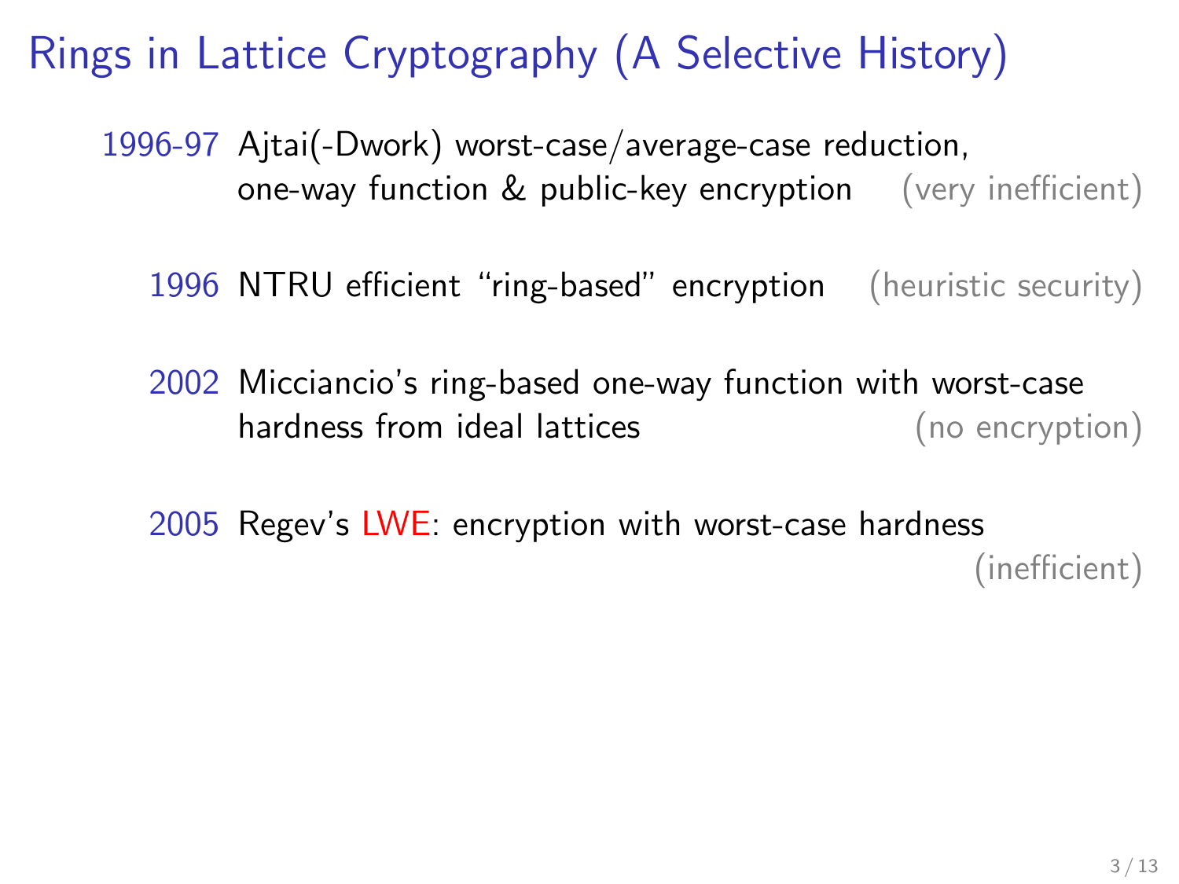# Rings in Lattice Cryptography (A Selective History)

- **1996-97** Ajtai(-Dwork) worst-case/average-case reduction, one-way function & public-key encryption (very inefficient)

- **1996** NTRU efficient "ring-based" encryption (heuristic security)

- **2002** Micciancio's ring-based one-way function with worst-case hardness from ideal lattices (no encryption)

- **2005** Regev's LWE: encryption with worst-case hardness (inefficient)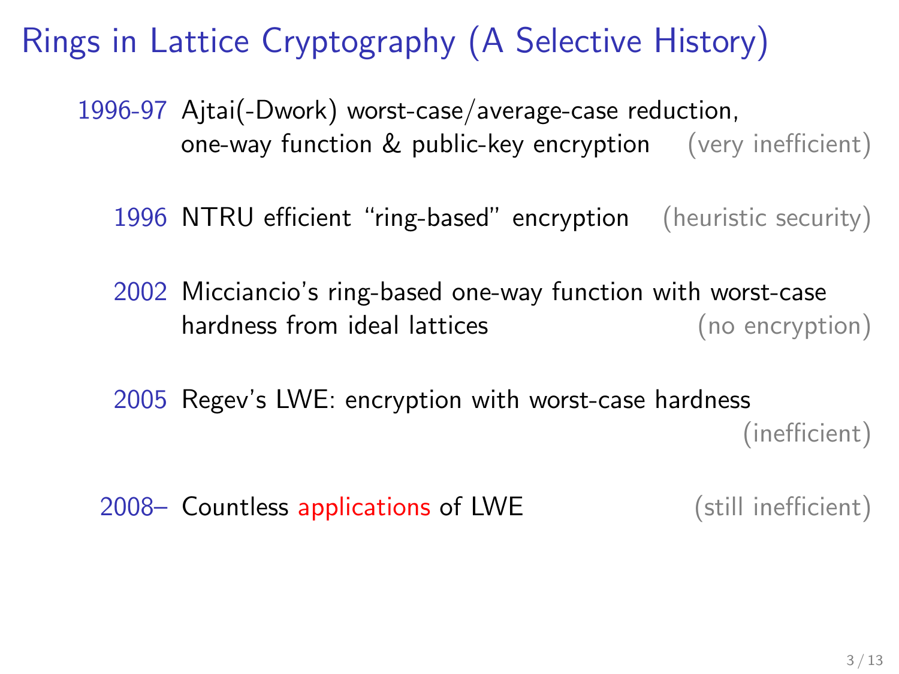# Rings in Lattice Cryptography (A Selective History)

- **1996-97** Ajtai(-Dwork) worst-case/average-case reduction, one-way function & public-key encryption (very inefficient)

- **1996** NTRU efficient "ring-based" encryption (heuristic security)

- **2002** Micciancio's ring-based one-way function with worst-case hardness from ideal lattices (no encryption)

- **2005** Regev's LWE: encryption with worst-case hardness (inefficient)

- **2008–** Countless applications of LWE (still inefficient)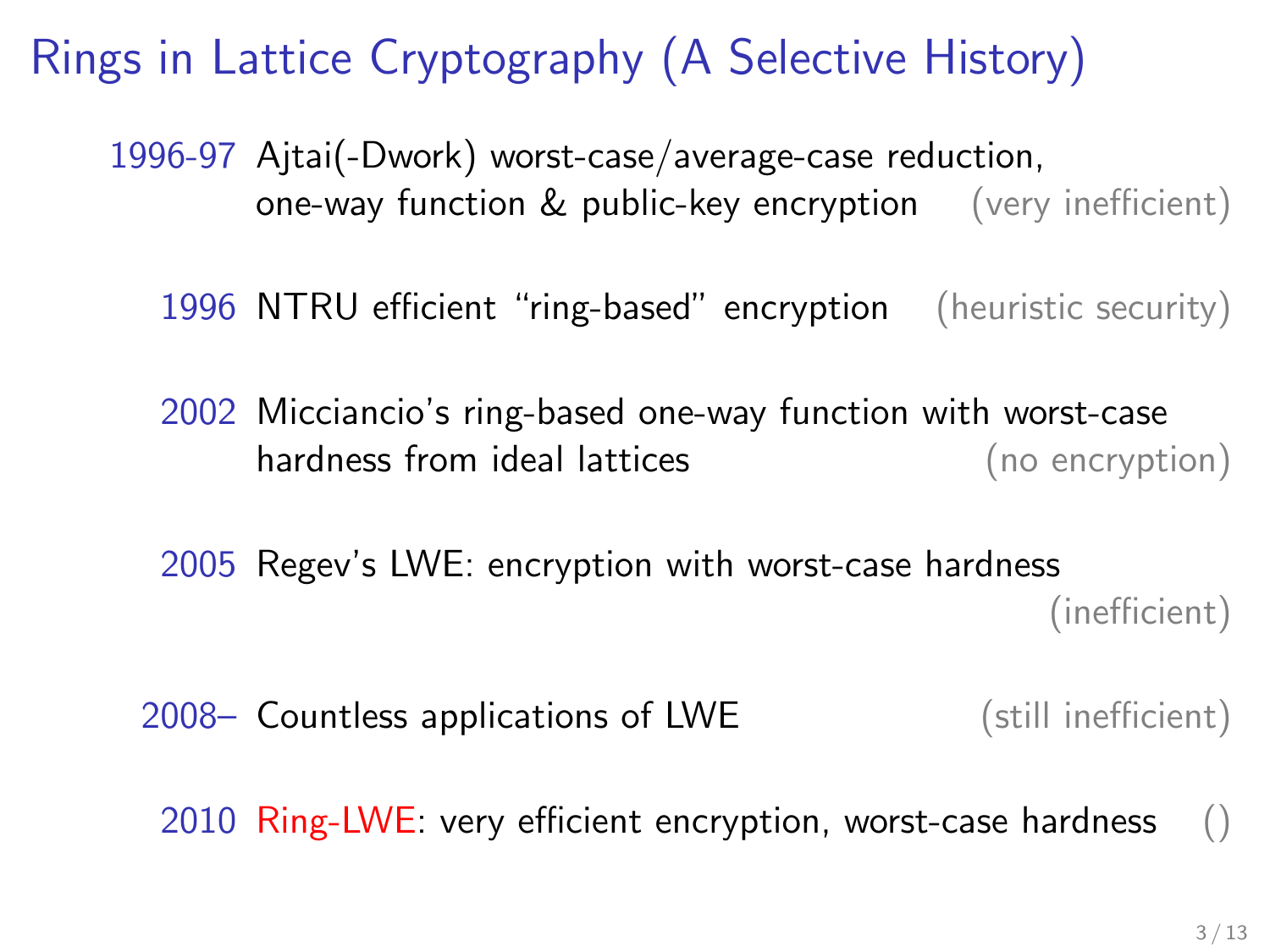# Rings in Lattice Cryptography (A Selective History)

- **1996-97** Ajtai(-Dwork) worst-case/average-case reduction, one-way function & public-key encryption (very inefficient)

- **1996** NTRU efficient "ring-based" encryption (heuristic security)

- **2002** Micciancio's ring-based one-way function with worst-case hardness from ideal lattices (no encryption)

- **2005** Regev's LWE: encryption with worst-case hardness (inefficient)

- **2008–** Countless applications of LWE (still inefficient)

- **2010** Ring-LWE: very efficient encryption, worst-case hardness ()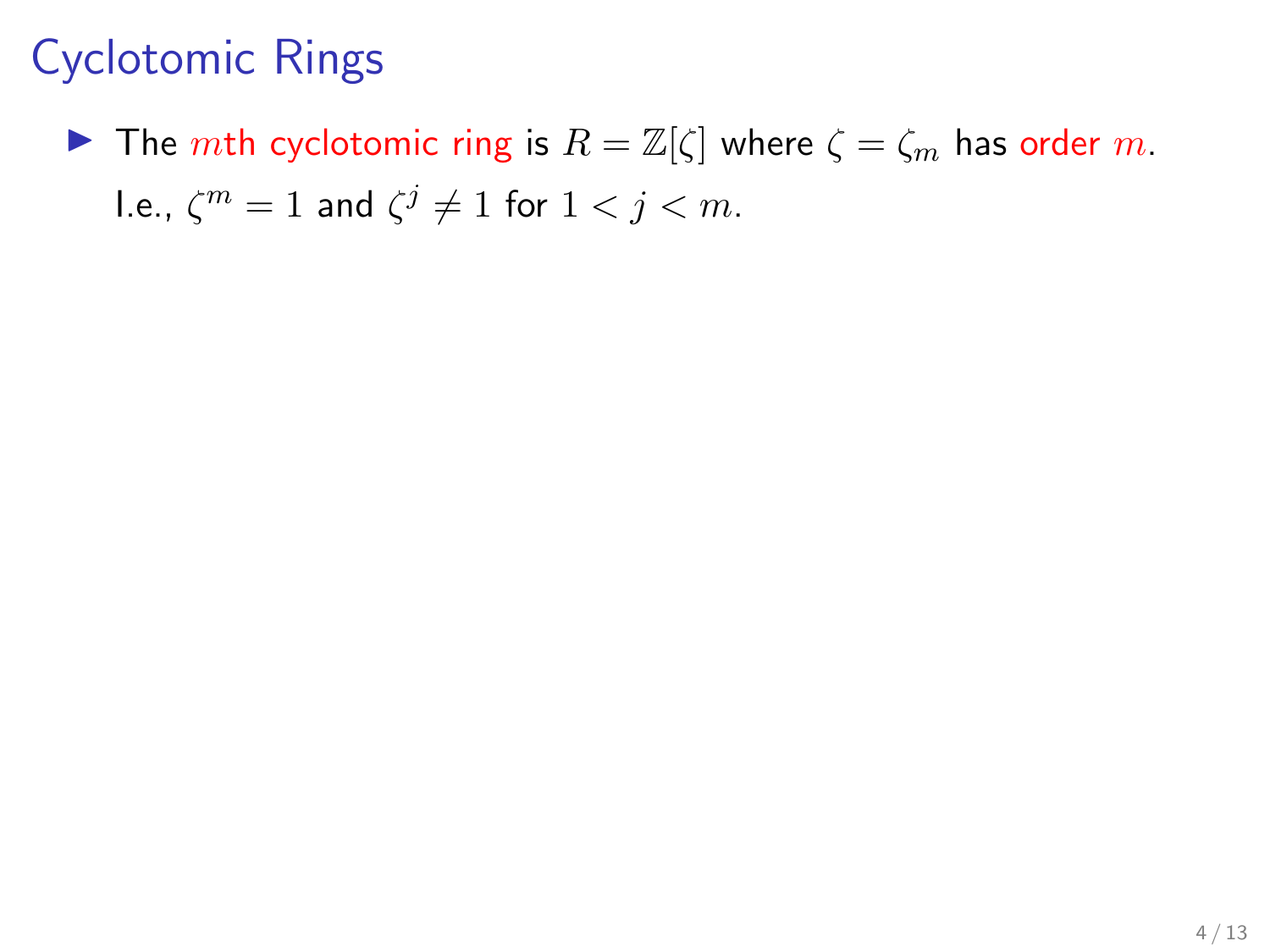# Cyclotomic Rings

- The $m$th cyclotomic ring is $R = \mathbb{Z}[\zeta]$ where $\zeta = \zeta_m$ has order $m$. I.e., $\zeta^m = 1$ and $\zeta^j \neq 1$ for $1 < j < m$.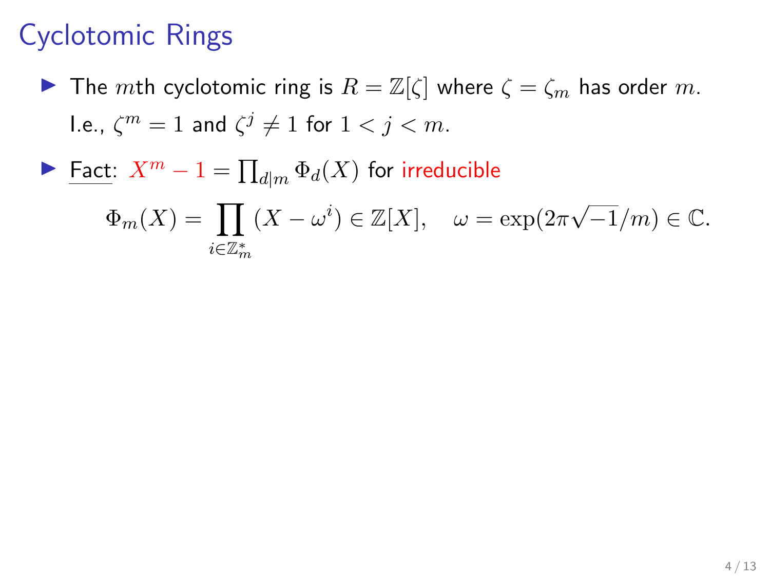# Cyclotomic Rings

- The $m$th cyclotomic ring is $R = \mathbb{Z}[\zeta]$ where $\zeta = \zeta_m$ has order $m$. I.e., $\zeta^m = 1$ and $\zeta^j \neq 1$ for $1 < j < m$.
- Fact: $X^m - 1 = \prod_{d|m} \Phi_d(X)$ for irreducible

$$\Phi_m(X) = \prod_{i \in \mathbb{Z}_m^*} (X - \omega^i) \in \mathbb{Z}[X], \quad \omega = \exp(2\pi\sqrt{-1}/m) \in \mathbb{C}.$$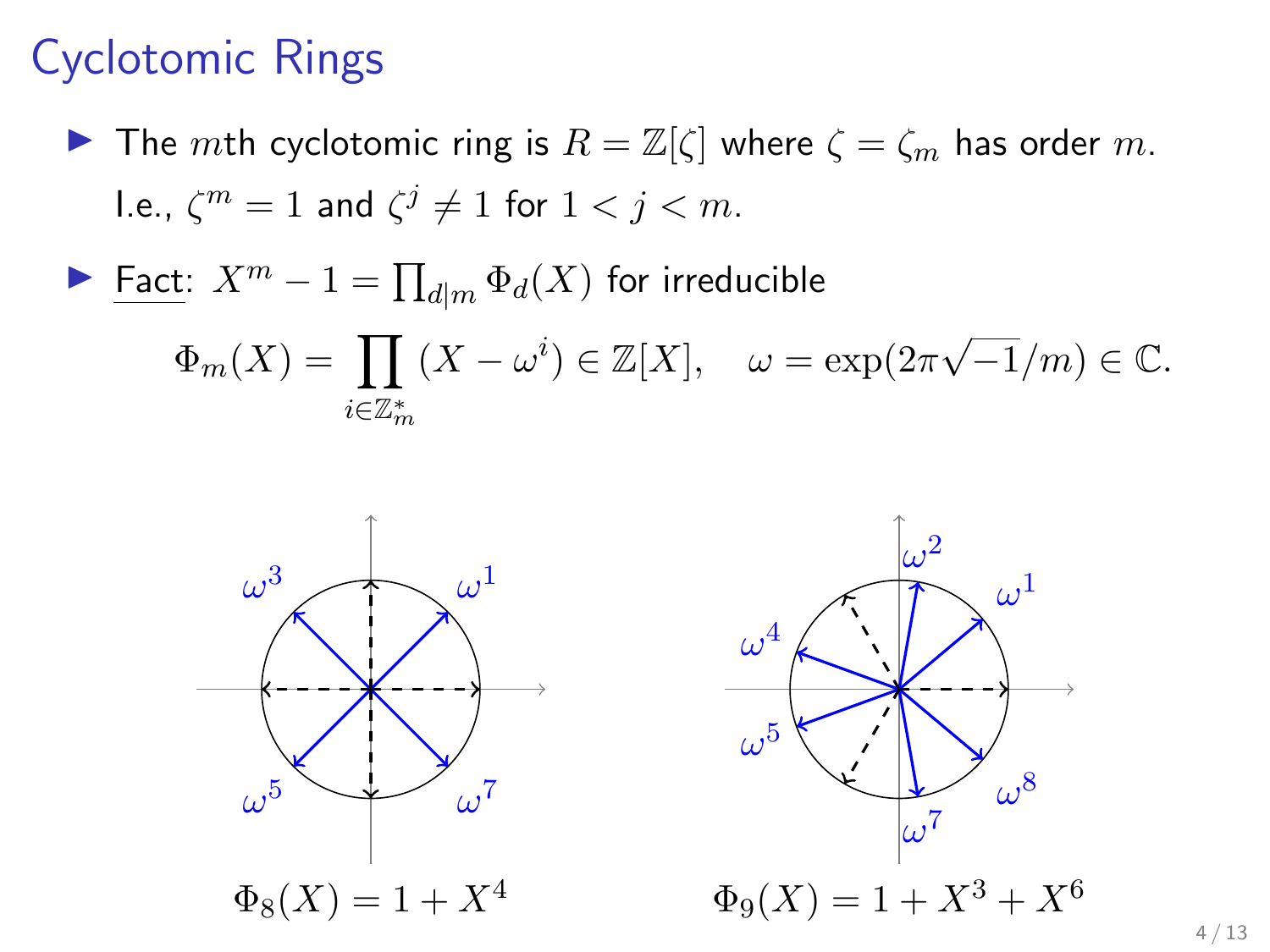# Cyclotomic Rings

- The $m$th cyclotomic ring is $R = \mathbb{Z}[\zeta]$ where $\zeta = \zeta_m$ has order $m$. I.e., $\zeta^m = 1$ and $\zeta^j \neq 1$ for $1 < j < m$.

- Fact: $X^m - 1 = \prod_{d|m} \Phi_d(X)$ for irreducible

$$\Phi_m(X) = \prod_{i \in \mathbb{Z}_m^*} (X - \omega^i) \in \mathbb{Z}[X], \quad \omega = \exp(2\pi\sqrt{-1}/m) \in \mathbb{C}.$$

$\Phi_8(X) = 1 + X^4$

$\Phi_9(X) = 1 + X^3 + X^6$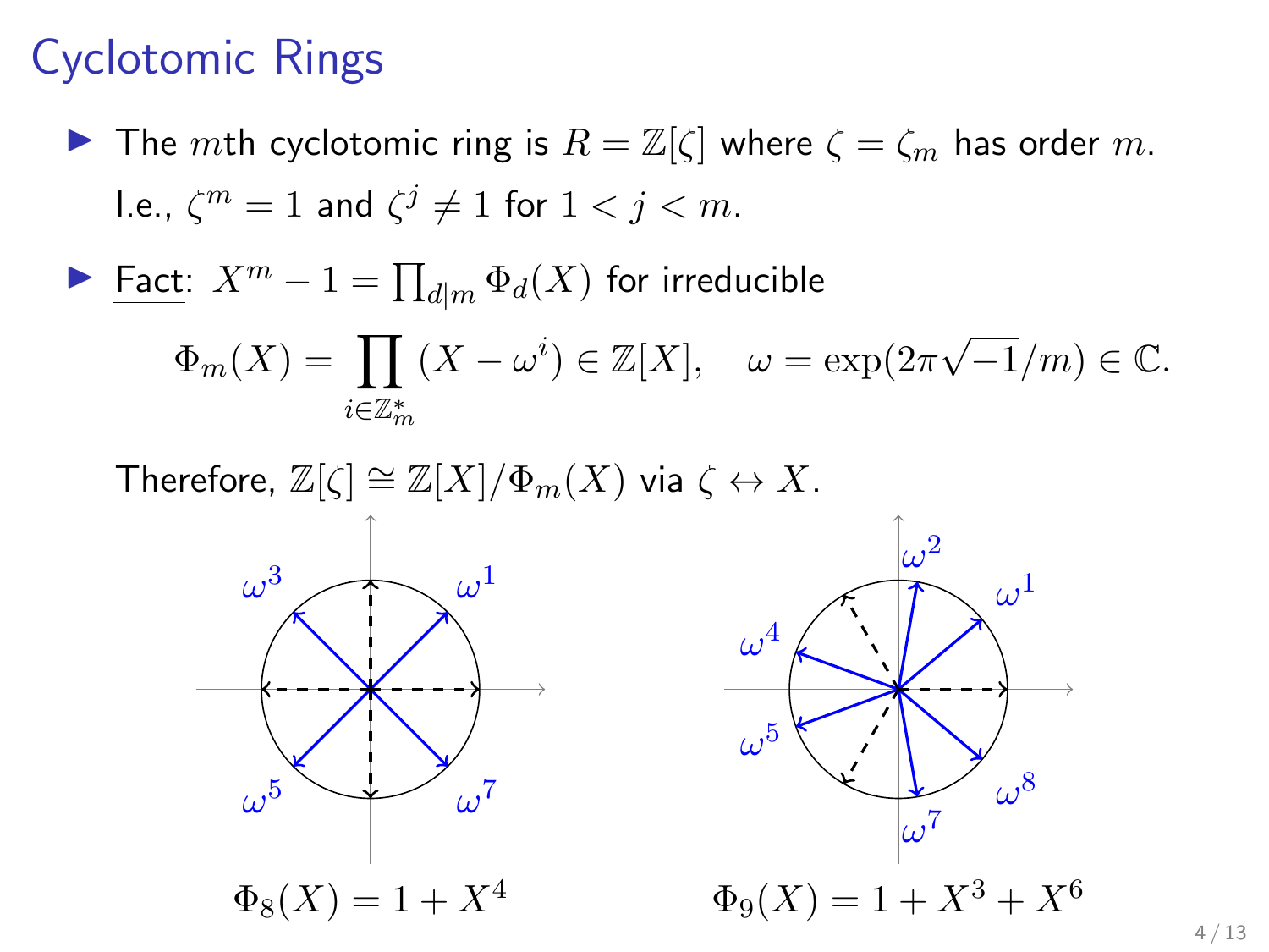# Cyclotomic Rings

- The $m$th cyclotomic ring is $R = \mathbb{Z}[\zeta]$ where $\zeta = \zeta_m$ has order $m$.
  I.e., $\zeta^m = 1$ and $\zeta^j \neq 1$ for $1 < j < m$.

- Fact: $X^m - 1 = \prod_{d|m} \Phi_d(X)$ for irreducible

$$\Phi_m(X) = \prod_{i \in \mathbb{Z}_m^*} (X - \omega^i) \in \mathbb{Z}[X], \quad \omega = \exp(2\pi\sqrt{-1}/m) \in \mathbb{C}.$$

  Therefore, $\mathbb{Z}[\zeta] \cong \mathbb{Z}[X]/\Phi_m(X)$ via $\zeta \leftrightarrow X$.

$\Phi_8(X) = 1 + X^4$

$\Phi_9(X) = 1 + X^3 + X^6$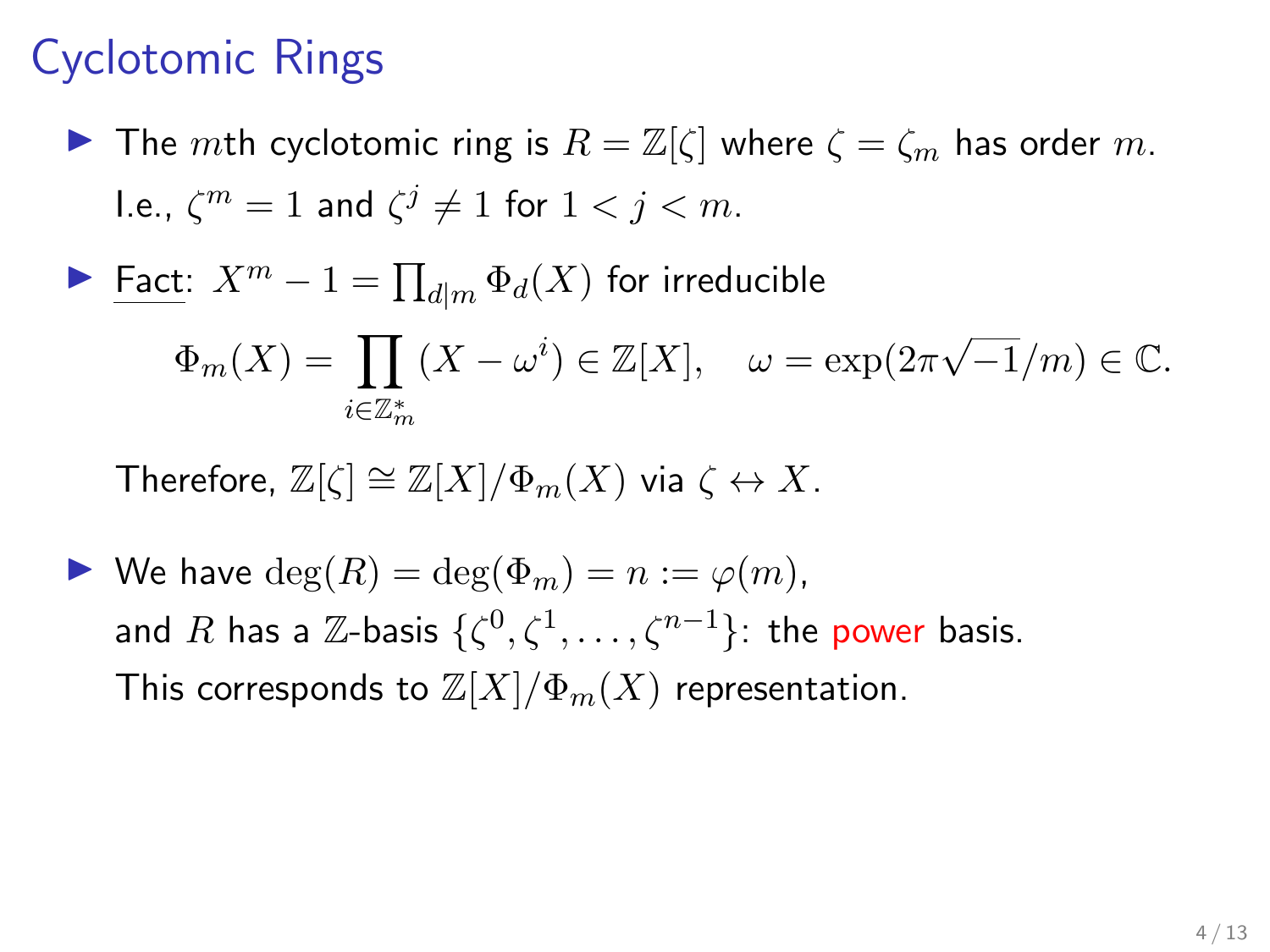# Cyclotomic Rings

- The $m$th cyclotomic ring is $R = \mathbb{Z}[\zeta]$ where $\zeta = \zeta_m$ has order $m$.
  I.e., $\zeta^m = 1$ and $\zeta^j \neq 1$ for $1 < j < m$.

- Fact: $X^m - 1 = \prod_{d|m} \Phi_d(X)$ for irreducible

$$\Phi_m(X) = \prod_{i \in \mathbb{Z}_m^*} (X - \omega^i) \in \mathbb{Z}[X], \quad \omega = \exp(2\pi\sqrt{-1}/m) \in \mathbb{C}.$$

  Therefore, $\mathbb{Z}[\zeta] \cong \mathbb{Z}[X]/\Phi_m(X)$ via $\zeta \leftrightarrow X$.

- We have $\deg(R) = \deg(\Phi_m) = n := \varphi(m)$,
  and $R$ has a $\mathbb{Z}$-basis $\{\zeta^0, \zeta^1, \ldots, \zeta^{n-1}\}$: the power basis.
  This corresponds to $\mathbb{Z}[X]/\Phi_m(X)$ representation.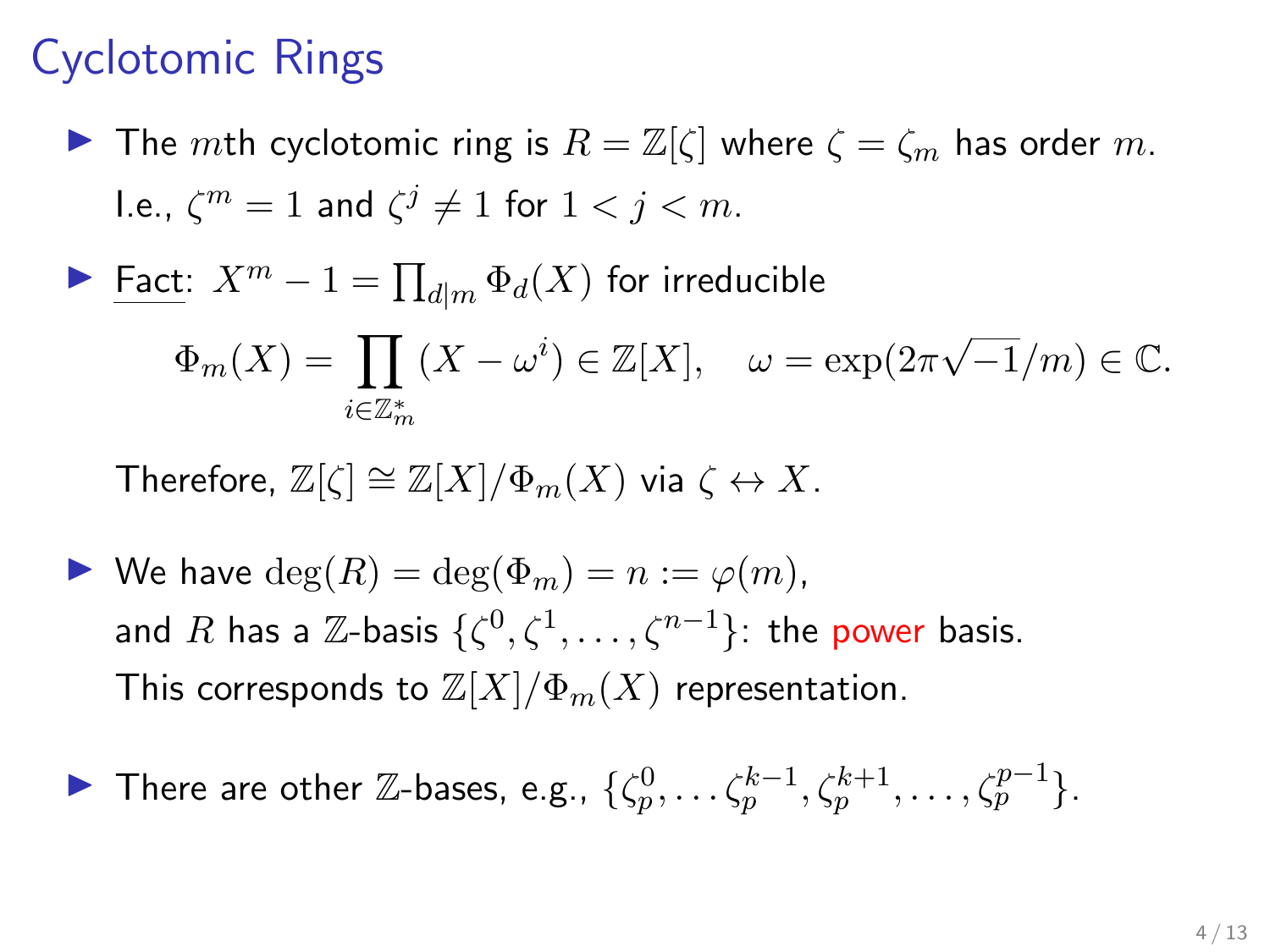# Cyclotomic Rings

- The $m$th cyclotomic ring is $R = \mathbb{Z}[\zeta]$ where $\zeta = \zeta_m$ has order $m$.
  I.e., $\zeta^m = 1$ and $\zeta^j \neq 1$ for $1 < j < m$.

- Fact: $X^m - 1 = \prod_{d|m} \Phi_d(X)$ for irreducible

$$\Phi_m(X) = \prod_{i \in \mathbb{Z}_m^*} (X - \omega^i) \in \mathbb{Z}[X], \quad \omega = \exp(2\pi\sqrt{-1}/m) \in \mathbb{C}.$$

  Therefore, $\mathbb{Z}[\zeta] \cong \mathbb{Z}[X]/\Phi_m(X)$ via $\zeta \leftrightarrow X$.

- We have $\deg(R) = \deg(\Phi_m) = n := \varphi(m)$,
  and $R$ has a $\mathbb{Z}$-basis $\{\zeta^0, \zeta^1, \ldots, \zeta^{n-1}\}$: the power basis.
  This corresponds to $\mathbb{Z}[X]/\Phi_m(X)$ representation.

- There are other $\mathbb{Z}$-bases, e.g., $\{\zeta_p^0, \ldots \zeta_p^{k-1}, \zeta_p^{k+1}, \ldots, \zeta_p^{p-1}\}$.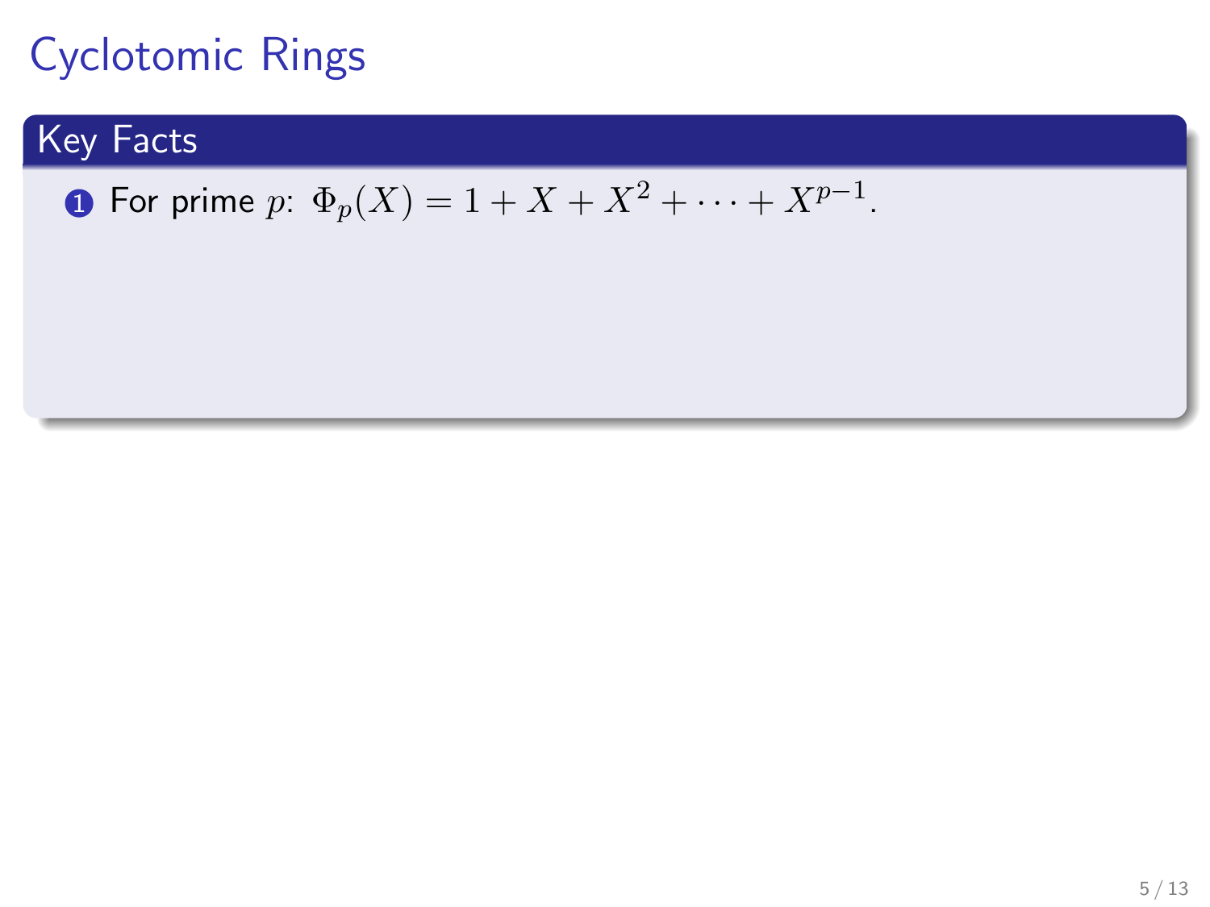# Cyclotomic Rings

## Key Facts

1. For prime $p$: $\Phi_p(X) = 1 + X + X^2 + \cdots + X^{p-1}$.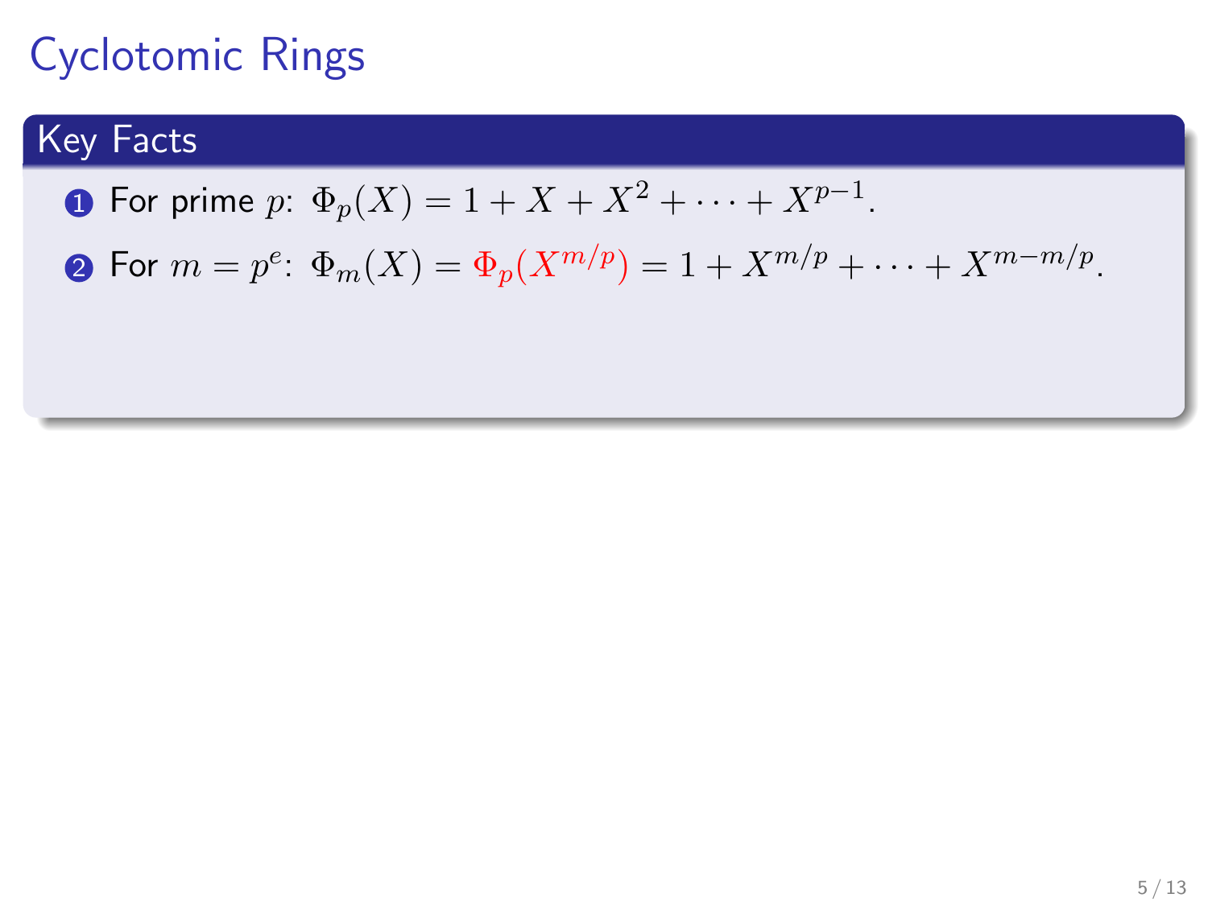# Cyclotomic Rings

## Key Facts

1. For prime $p$: $\Phi_p(X) = 1 + X + X^2 + \cdots + X^{p-1}$.
2. For $m = p^e$: $\Phi_m(X) = \Phi_p(X^{m/p}) = 1 + X^{m/p} + \cdots + X^{m-m/p}$.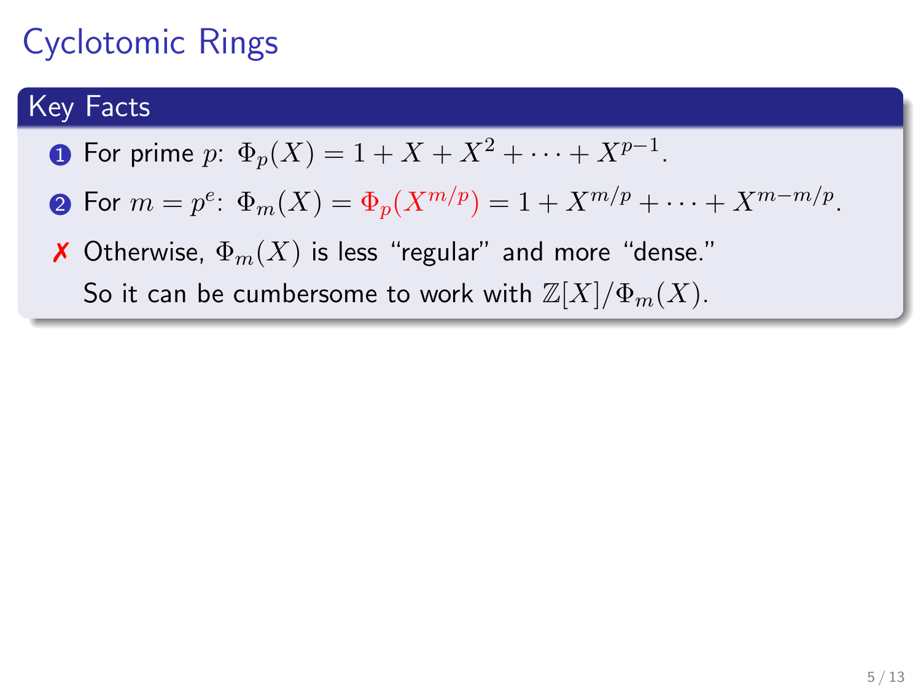# Cyclotomic Rings

## Key Facts

1. For prime $p$: $\Phi_p(X) = 1 + X + X^2 + \cdots + X^{p-1}$.
2. For $m = p^e$: $\Phi_m(X) = \Phi_p(X^{m/p}) = 1 + X^{m/p} + \cdots + X^{m-m/p}$.

✗ Otherwise, $\Phi_m(X)$ is less "regular" and more "dense."
So it can be cumbersome to work with $\mathbb{Z}[X]/\Phi_m(X)$.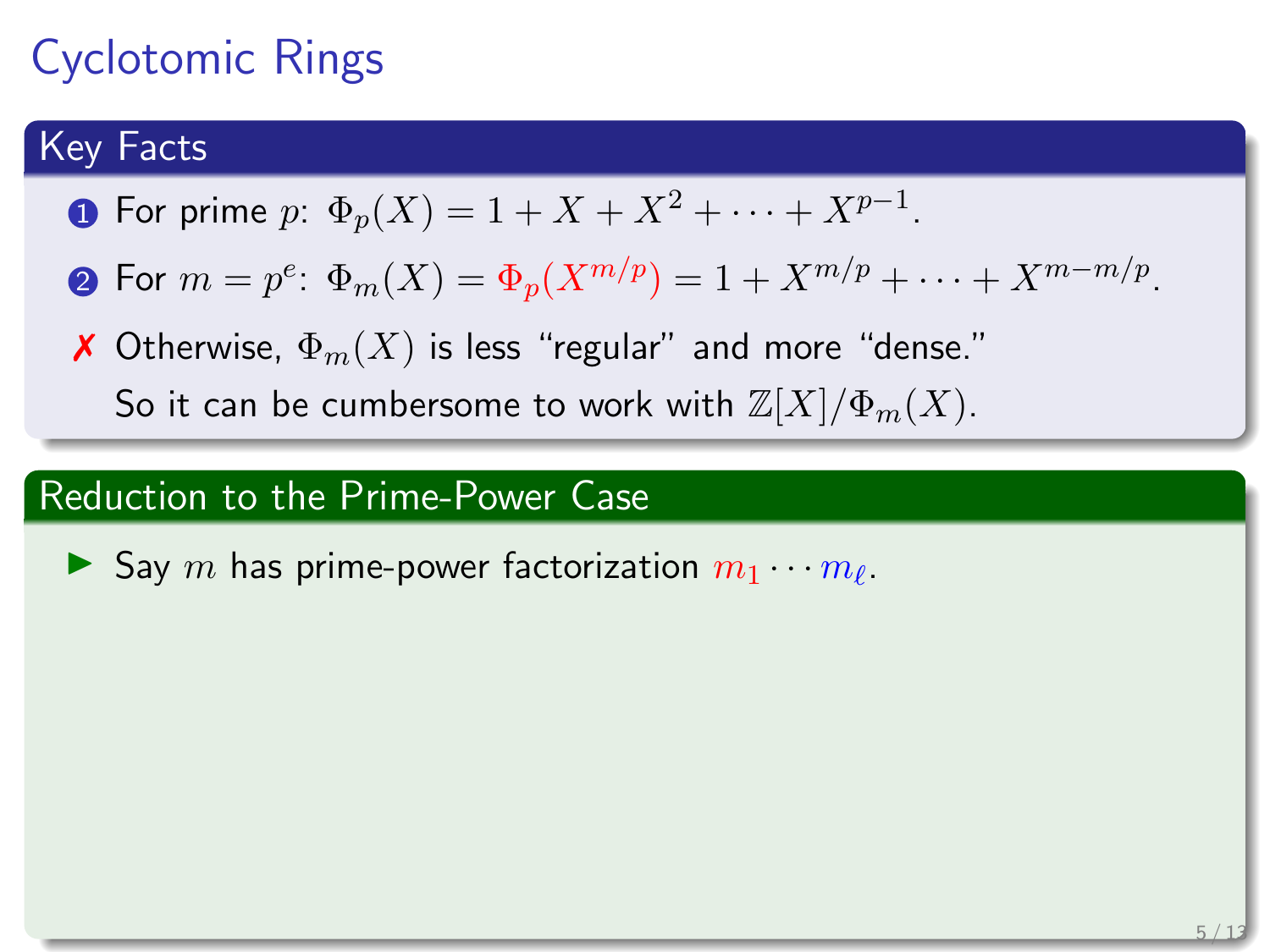# Cyclotomic Rings

## Key Facts

1. For prime $p$: $\Phi_p(X) = 1 + X + X^2 + \cdots + X^{p-1}$.
2. For $m = p^e$: $\Phi_m(X) = \Phi_p(X^{m/p}) = 1 + X^{m/p} + \cdots + X^{m-m/p}$.

✗ Otherwise, $\Phi_m(X)$ is less "regular" and more "dense."
So it can be cumbersome to work with $\mathbb{Z}[X]/\Phi_m(X)$.

## Reduction to the Prime-Power Case

- Say $m$ has prime-power factorization $m_1 \cdots m_\ell$.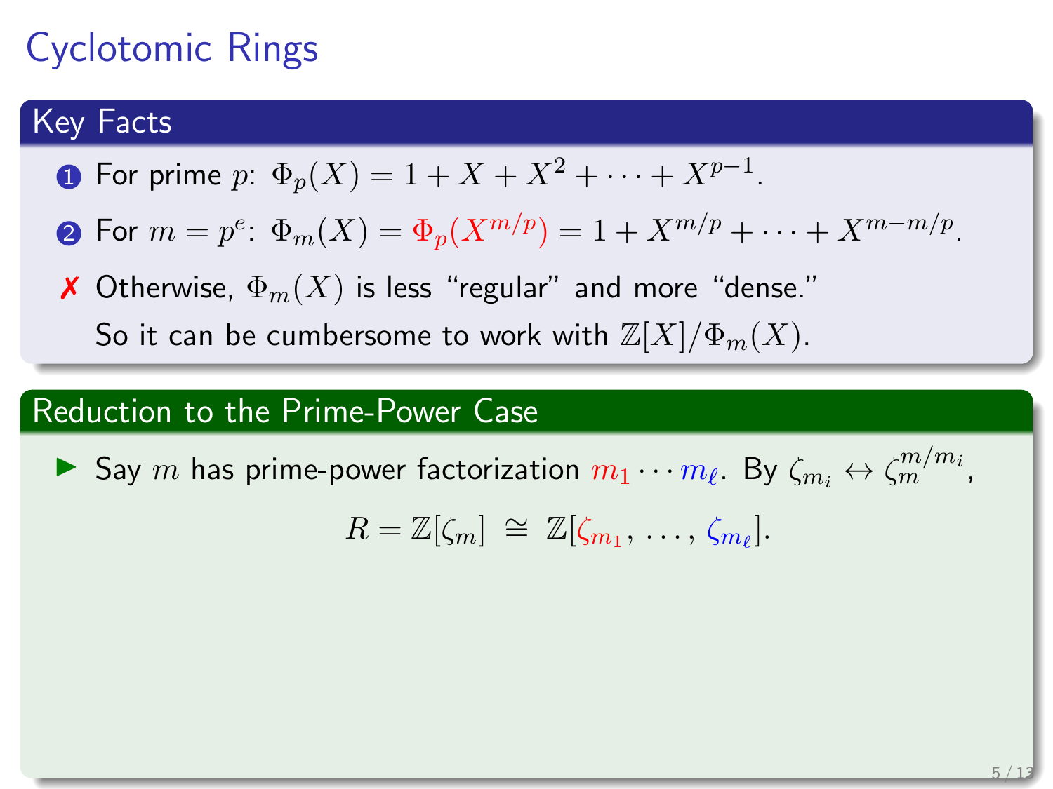# Cyclotomic Rings

## Key Facts

1. For prime $p$: $\Phi_p(X) = 1 + X + X^2 + \cdots + X^{p-1}$.
2. For $m = p^e$: $\Phi_m(X) = \Phi_p(X^{m/p}) = 1 + X^{m/p} + \cdots + X^{m-m/p}$.

✗ Otherwise, $\Phi_m(X)$ is less "regular" and more "dense."
So it can be cumbersome to work with $\mathbb{Z}[X]/\Phi_m(X)$.

## Reduction to the Prime-Power Case

- Say $m$ has prime-power factorization $m_1 \cdots m_\ell$. By $\zeta_{m_i} \leftrightarrow \zeta_m^{m/m_i}$,

$$R = \mathbb{Z}[\zeta_m] \;\cong\; \mathbb{Z}[\zeta_{m_1}, \ldots, \zeta_{m_\ell}].$$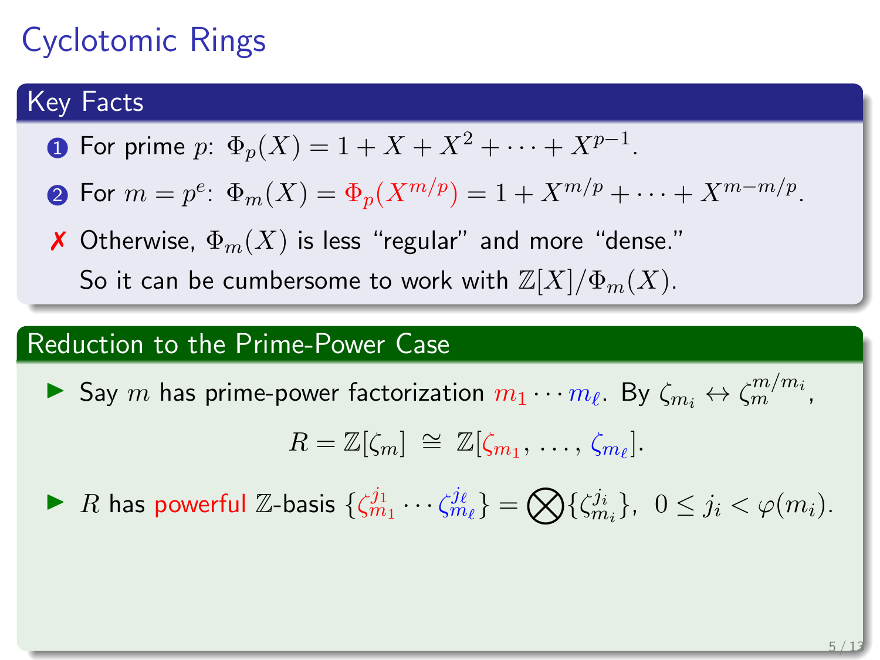# Cyclotomic Rings

## Key Facts

1. For prime $p$: $\Phi_p(X) = 1 + X + X^2 + \cdots + X^{p-1}$.
2. For $m = p^e$: $\Phi_m(X) = \Phi_p(X^{m/p}) = 1 + X^{m/p} + \cdots + X^{m-m/p}$.

✗ Otherwise, $\Phi_m(X)$ is less "regular" and more "dense."
So it can be cumbersome to work with $\mathbb{Z}[X]/\Phi_m(X)$.

## Reduction to the Prime-Power Case

- Say $m$ has prime-power factorization $m_1 \cdots m_\ell$. By $\zeta_{m_i} \leftrightarrow \zeta_m^{m/m_i}$,

$$R = \mathbb{Z}[\zeta_m] \cong \mathbb{Z}[\zeta_{m_1}, \ldots, \zeta_{m_\ell}].$$

- $R$ has powerful $\mathbb{Z}$-basis $\{\zeta_{m_1}^{j_1} \cdots \zeta_{m_\ell}^{j_\ell}\} = \bigotimes \{\zeta_{m_i}^{j_i}\}, \ 0 \leq j_i < \varphi(m_i)$.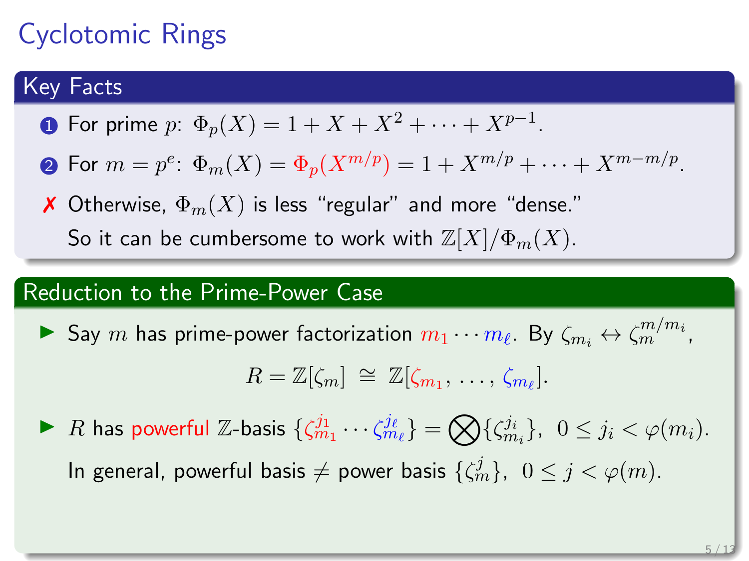# Cyclotomic Rings

## Key Facts

1. For prime $p$: $\Phi_p(X) = 1 + X + X^2 + \cdots + X^{p-1}$.
2. For $m = p^e$: $\Phi_m(X) = \Phi_p(X^{m/p}) = 1 + X^{m/p} + \cdots + X^{m-m/p}$.

✗ Otherwise, $\Phi_m(X)$ is less "regular" and more "dense."
So it can be cumbersome to work with $\mathbb{Z}[X]/\Phi_m(X)$.

## Reduction to the Prime-Power Case

- Say $m$ has prime-power factorization $m_1 \cdots m_\ell$. By $\zeta_{m_i} \leftrightarrow \zeta_m^{m/m_i}$,

$$R = \mathbb{Z}[\zeta_m] \;\cong\; \mathbb{Z}[\zeta_{m_1}, \ldots, \zeta_{m_\ell}].$$

- $R$ has powerful $\mathbb{Z}$-basis $\{\zeta_{m_1}^{j_1} \cdots \zeta_{m_\ell}^{j_\ell}\} = \bigotimes \{\zeta_{m_i}^{j_i}\}, \; 0 \leq j_i < \varphi(m_i)$.

  In general, powerful basis $\neq$ power basis $\{\zeta_m^j\}, \; 0 \leq j < \varphi(m)$.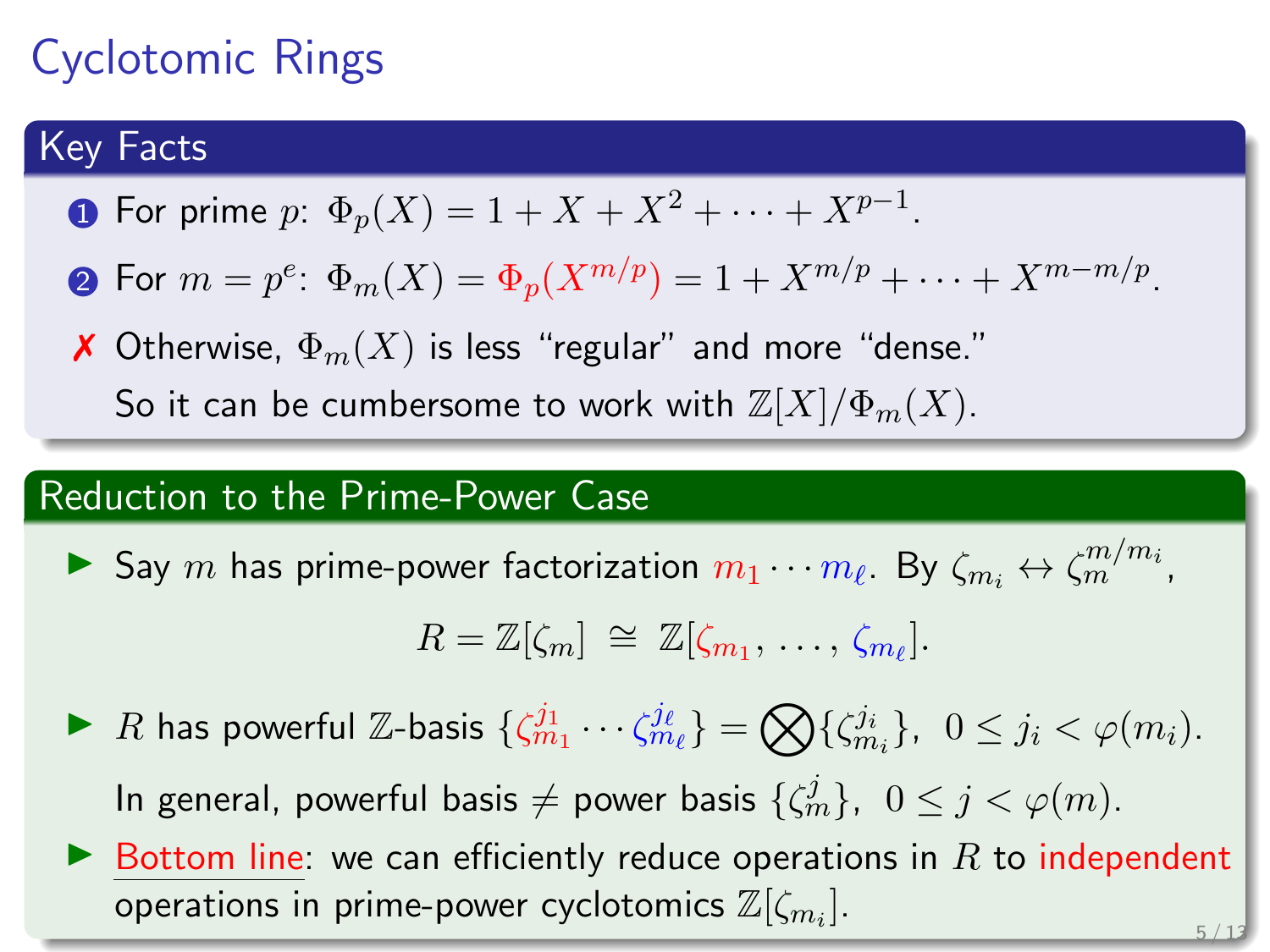# Cyclotomic Rings

## Key Facts

1. For prime $p$: $\Phi_p(X) = 1 + X + X^2 + \cdots + X^{p-1}$.
2. For $m = p^e$: $\Phi_m(X) = \Phi_p(X^{m/p}) = 1 + X^{m/p} + \cdots + X^{m-m/p}$.

✗ Otherwise, $\Phi_m(X)$ is less "regular" and more "dense."
So it can be cumbersome to work with $\mathbb{Z}[X]/\Phi_m(X)$.

## Reduction to the Prime-Power Case

- Say $m$ has prime-power factorization $m_1 \cdots m_\ell$. By $\zeta_{m_i} \leftrightarrow \zeta_m^{m/m_i}$,

$$R = \mathbb{Z}[\zeta_m] \cong \mathbb{Z}[\zeta_{m_1}, \ldots, \zeta_{m_\ell}].$$

- $R$ has powerful $\mathbb{Z}$-basis $\{\zeta_{m_1}^{j_1} \cdots \zeta_{m_\ell}^{j_\ell}\} = \bigotimes \{\zeta_{m_i}^{j_i}\}, \ 0 \leq j_i < \varphi(m_i)$.

  In general, powerful basis $\neq$ power basis $\{\zeta_m^j\}, \ 0 \leq j < \varphi(m)$.

- Bottom line: we can efficiently reduce operations in $R$ to independent operations in prime-power cyclotomics $\mathbb{Z}[\zeta_{m_i}]$.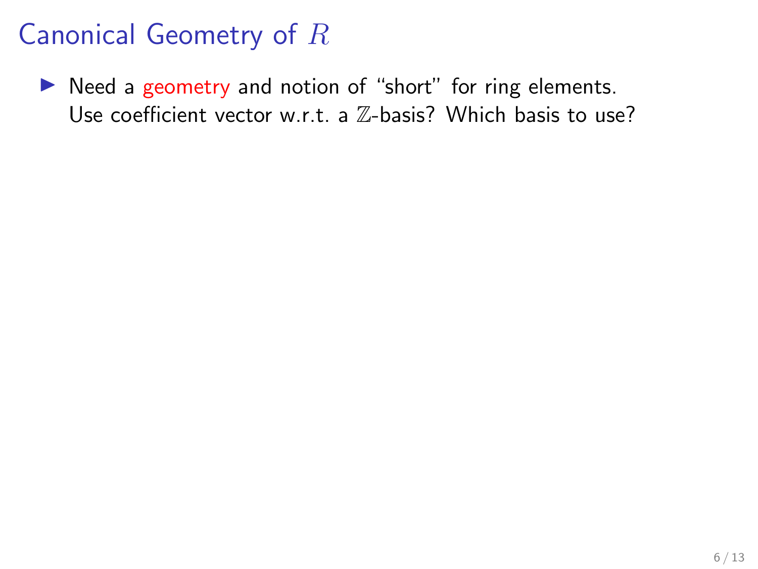# Canonical Geometry of $R$

- Need a geometry and notion of "short" for ring elements. Use coefficient vector w.r.t. a $\mathbb{Z}$-basis? Which basis to use?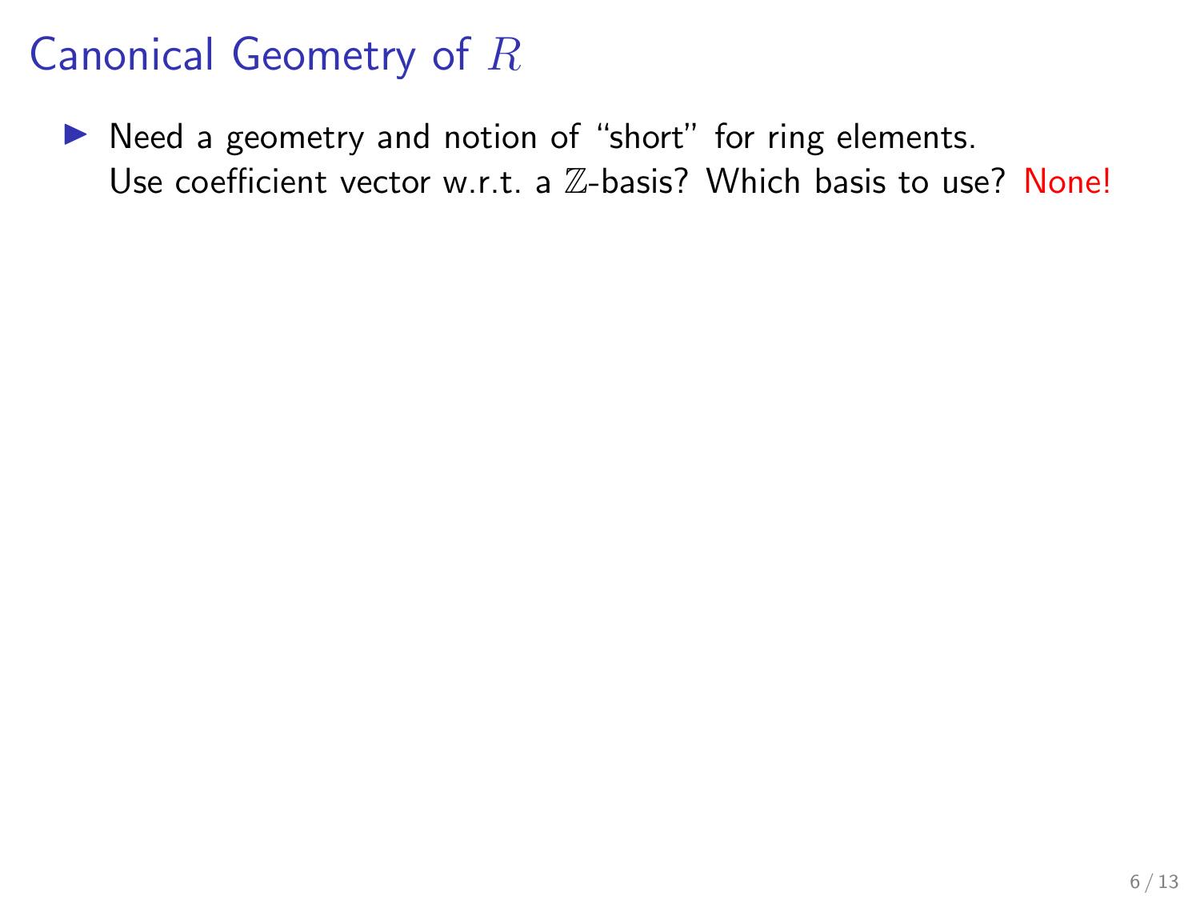# Canonical Geometry of $R$

- Need a geometry and notion of "short" for ring elements.
  Use coefficient vector w.r.t. a $\mathbb{Z}$-basis? Which basis to use? None!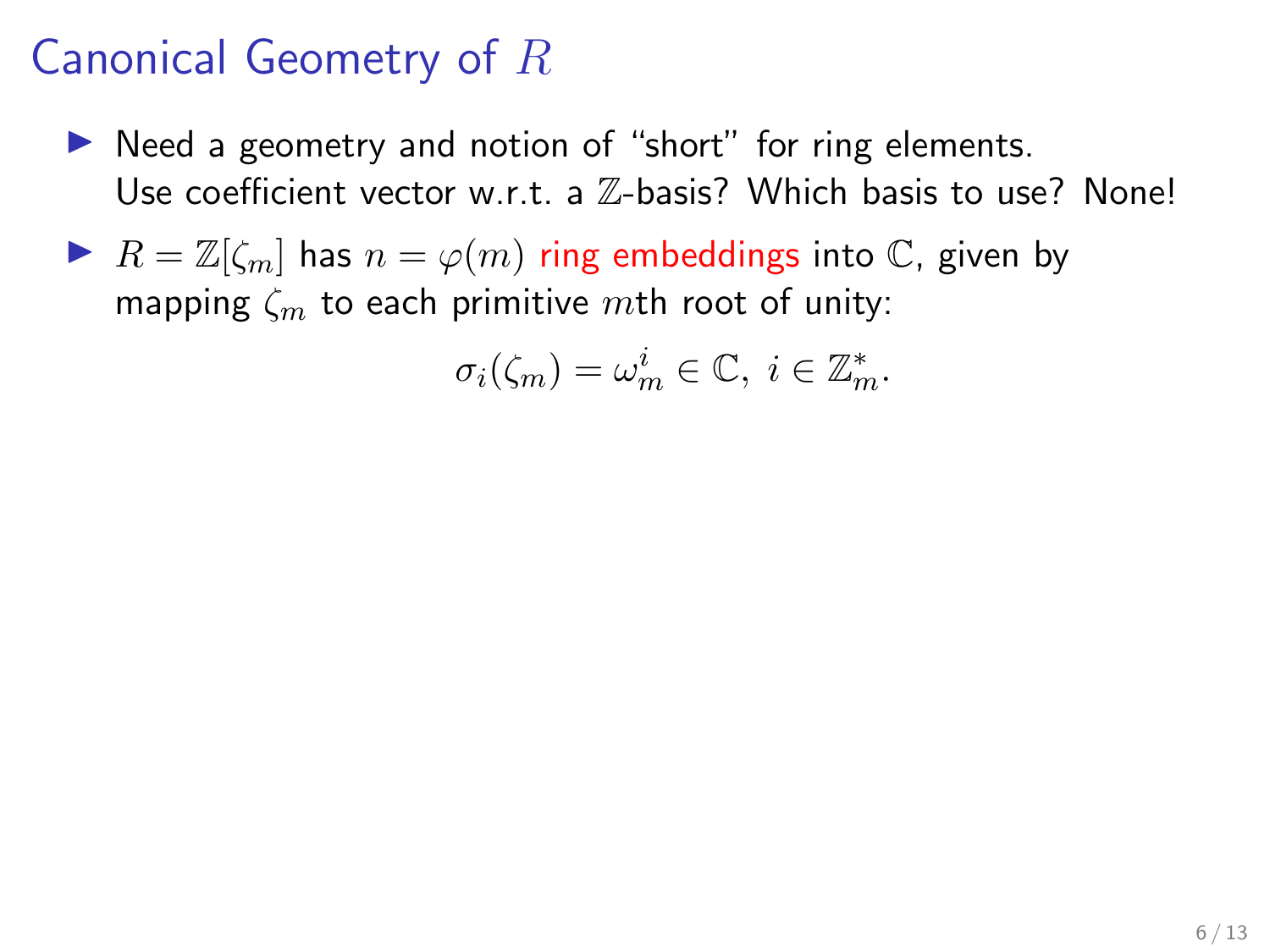# Canonical Geometry of $R$

- Need a geometry and notion of "short" for ring elements. Use coefficient vector w.r.t. a $\mathbb{Z}$-basis? Which basis to use? None!
- $R = \mathbb{Z}[\zeta_m]$ has $n = \varphi(m)$ ring embeddings into $\mathbb{C}$, given by mapping $\zeta_m$ to each primitive $m$th root of unity:

$$\sigma_i(\zeta_m) = \omega_m^i \in \mathbb{C},\ i \in \mathbb{Z}_m^*.$$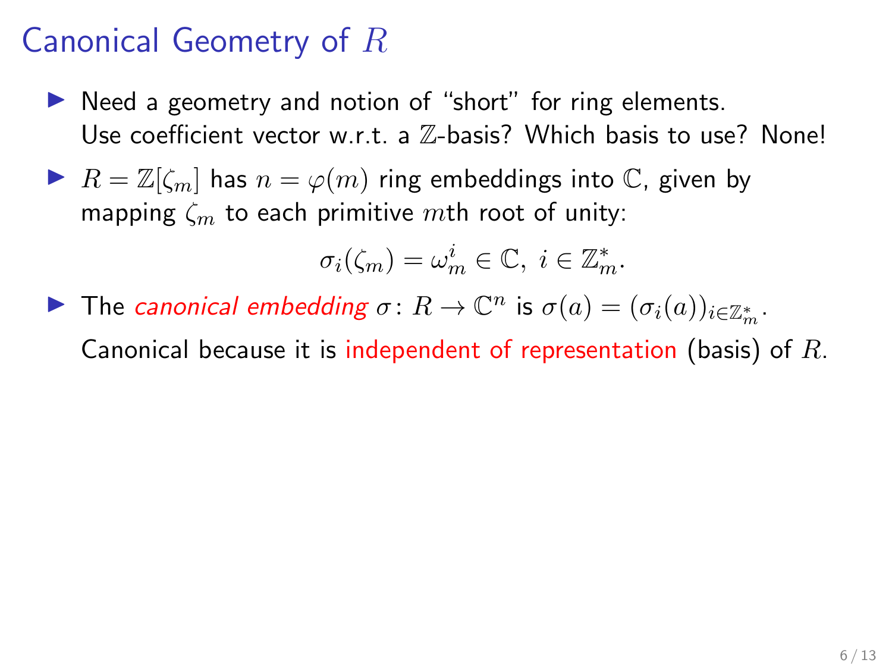# Canonical Geometry of $R$

- Need a geometry and notion of "short" for ring elements.
  Use coefficient vector w.r.t. a $\mathbb{Z}$-basis? Which basis to use? None!
- $R = \mathbb{Z}[\zeta_m]$ has $n = \varphi(m)$ ring embeddings into $\mathbb{C}$, given by mapping $\zeta_m$ to each primitive $m$th root of unity:

$$\sigma_i(\zeta_m) = \omega_m^i \in \mathbb{C}, \ i \in \mathbb{Z}_m^*.$$

- The *canonical embedding* $\sigma \colon R \to \mathbb{C}^n$ is $\sigma(a) = (\sigma_i(a))_{i \in \mathbb{Z}_m^*}$.

  Canonical because it is independent of representation (basis) of $R$.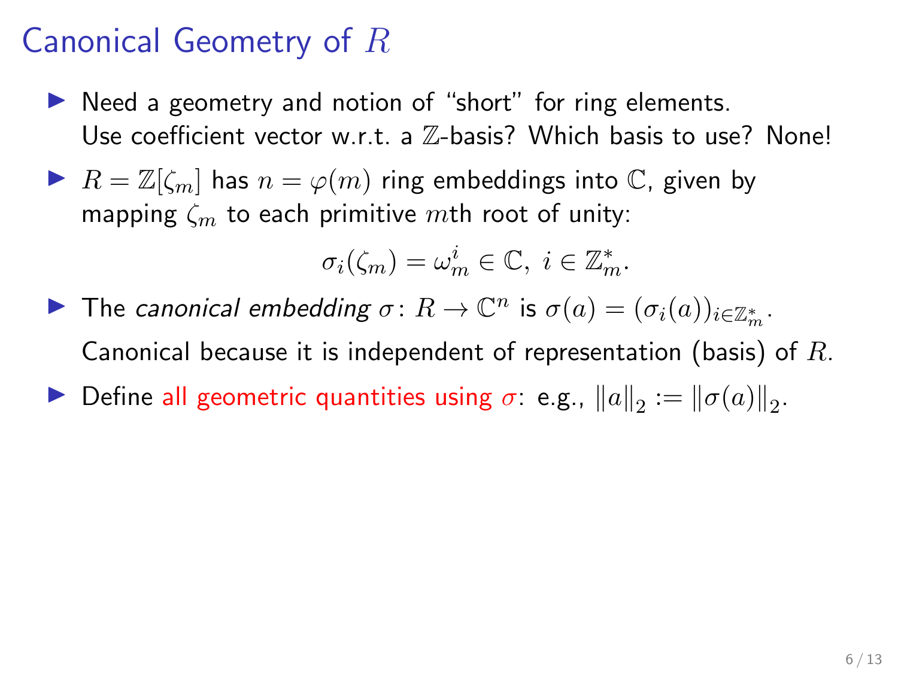# Canonical Geometry of $R$

- Need a geometry and notion of "short" for ring elements.
  Use coefficient vector w.r.t. a $\mathbb{Z}$-basis? Which basis to use? None!
- $R = \mathbb{Z}[\zeta_m]$ has $n = \varphi(m)$ ring embeddings into $\mathbb{C}$, given by mapping $\zeta_m$ to each primitive $m$th root of unity:

$$\sigma_i(\zeta_m) = \omega_m^i \in \mathbb{C}, \; i \in \mathbb{Z}_m^*.$$

- The *canonical embedding* $\sigma \colon R \to \mathbb{C}^n$ is $\sigma(a) = (\sigma_i(a))_{i \in \mathbb{Z}_m^*}$.
  Canonical because it is independent of representation (basis) of $R$.
- Define all geometric quantities using $\sigma$: e.g., $\|a\|_2 := \|\sigma(a)\|_2$.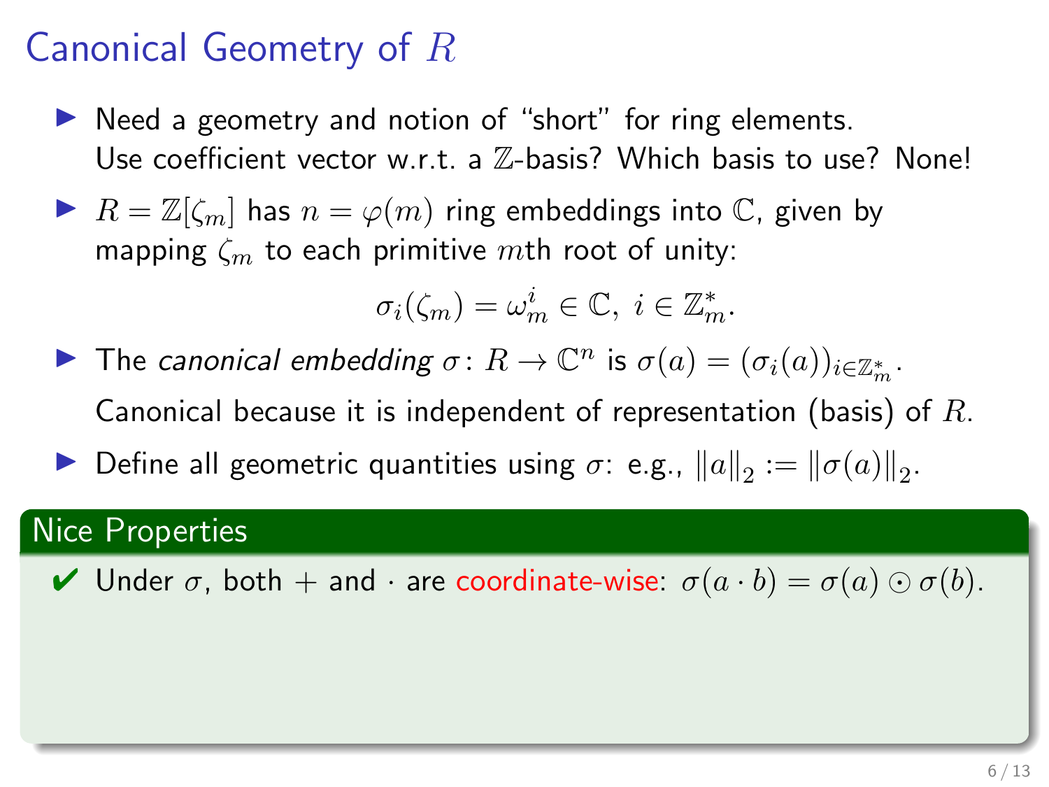# Canonical Geometry of $R$

- Need a geometry and notion of "short" for ring elements. Use coefficient vector w.r.t. a $\mathbb{Z}$-basis? Which basis to use? None!
- $R = \mathbb{Z}[\zeta_m]$ has $n = \varphi(m)$ ring embeddings into $\mathbb{C}$, given by mapping $\zeta_m$ to each primitive $m$th root of unity:

$$\sigma_i(\zeta_m) = \omega_m^i \in \mathbb{C}, \ i \in \mathbb{Z}_m^*.$$

- The *canonical embedding* $\sigma \colon R \to \mathbb{C}^n$ is $\sigma(a) = (\sigma_i(a))_{i \in \mathbb{Z}_m^*}$.

  Canonical because it is independent of representation (basis) of $R$.
- Define all geometric quantities using $\sigma$: e.g., $\|a\|_2 := \|\sigma(a)\|_2$.

## Nice Properties

✔ Under $\sigma$, both $+$ and $\cdot$ are coordinate-wise: $\sigma(a \cdot b) = \sigma(a) \odot \sigma(b)$.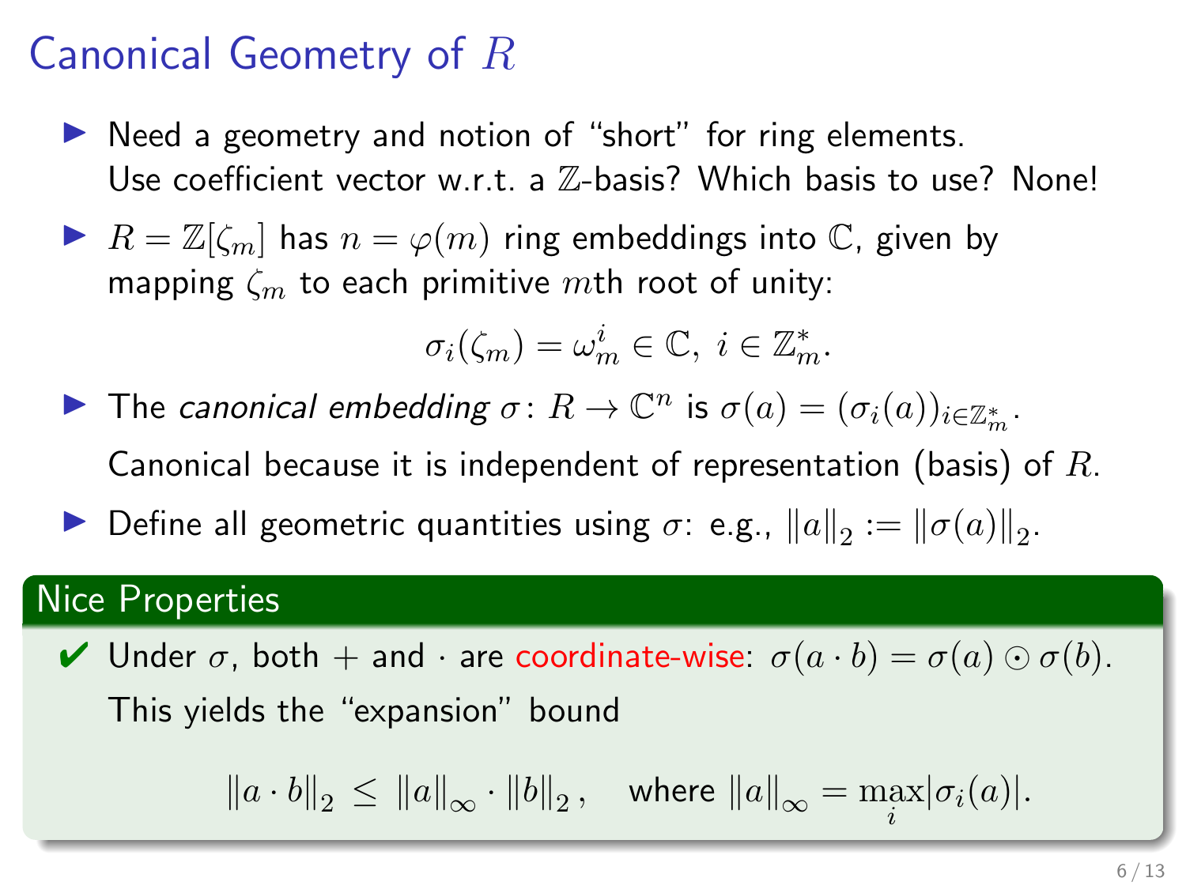# Canonical Geometry of $R$

- Need a geometry and notion of "short" for ring elements. Use coefficient vector w.r.t. a $\mathbb{Z}$-basis? Which basis to use? None!
- $R = \mathbb{Z}[\zeta_m]$ has $n = \varphi(m)$ ring embeddings into $\mathbb{C}$, given by mapping $\zeta_m$ to each primitive $m$th root of unity:

$$\sigma_i(\zeta_m) = \omega_m^i \in \mathbb{C}, \; i \in \mathbb{Z}_m^*.$$

- The *canonical embedding* $\sigma \colon R \to \mathbb{C}^n$ is $\sigma(a) = (\sigma_i(a))_{i \in \mathbb{Z}_m^*}$.

  Canonical because it is independent of representation (basis) of $R$.
- Define all geometric quantities using $\sigma$: e.g., $\|a\|_2 := \|\sigma(a)\|_2$.

## Nice Properties

✔ Under $\sigma$, both $+$ and $\cdot$ are coordinate-wise: $\sigma(a \cdot b) = \sigma(a) \odot \sigma(b)$.

This yields the "expansion" bound

$$\|a \cdot b\|_2 \leq \|a\|_\infty \cdot \|b\|_2 , \quad \text{where } \|a\|_\infty = \max_i |\sigma_i(a)|.$$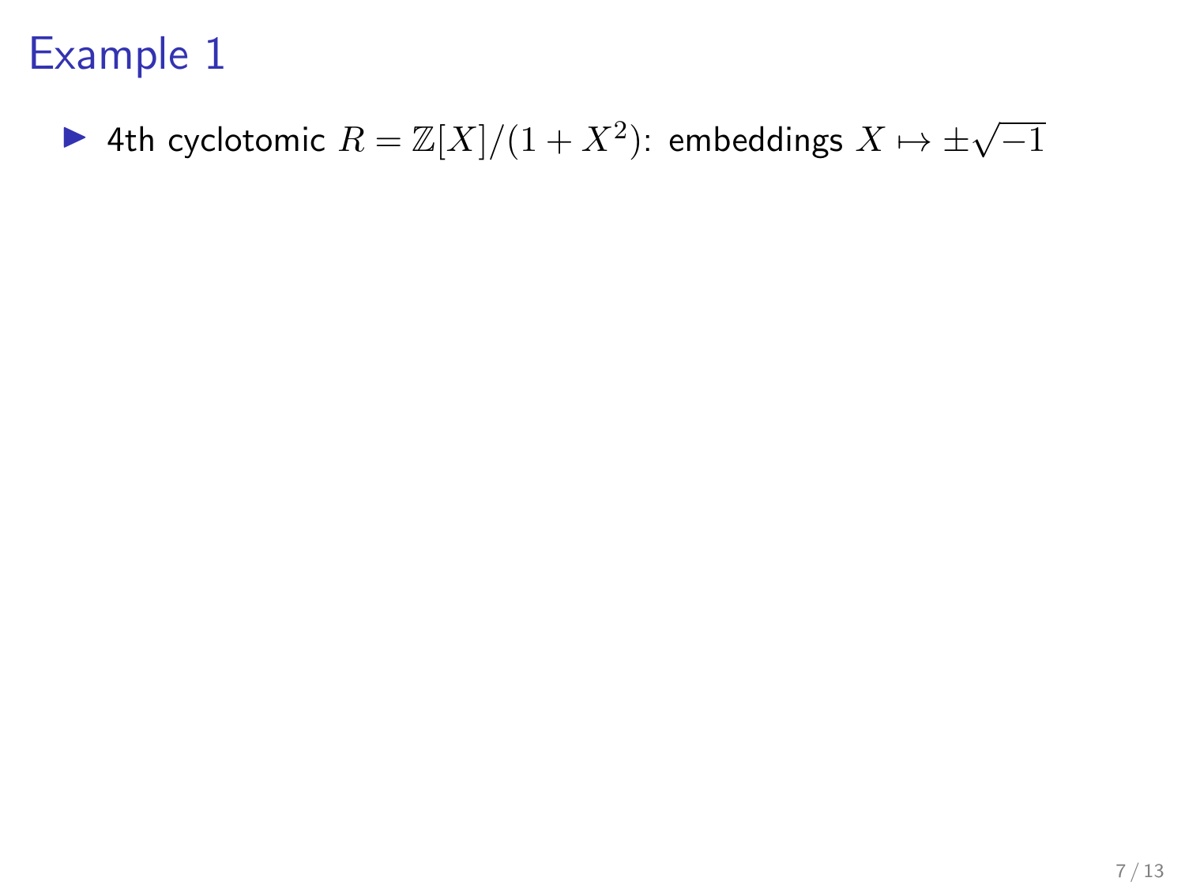# Example 1

- 4th cyclotomic $R = \mathbb{Z}[X]/(1 + X^2)$: embeddings $X \mapsto \pm\sqrt{-1}$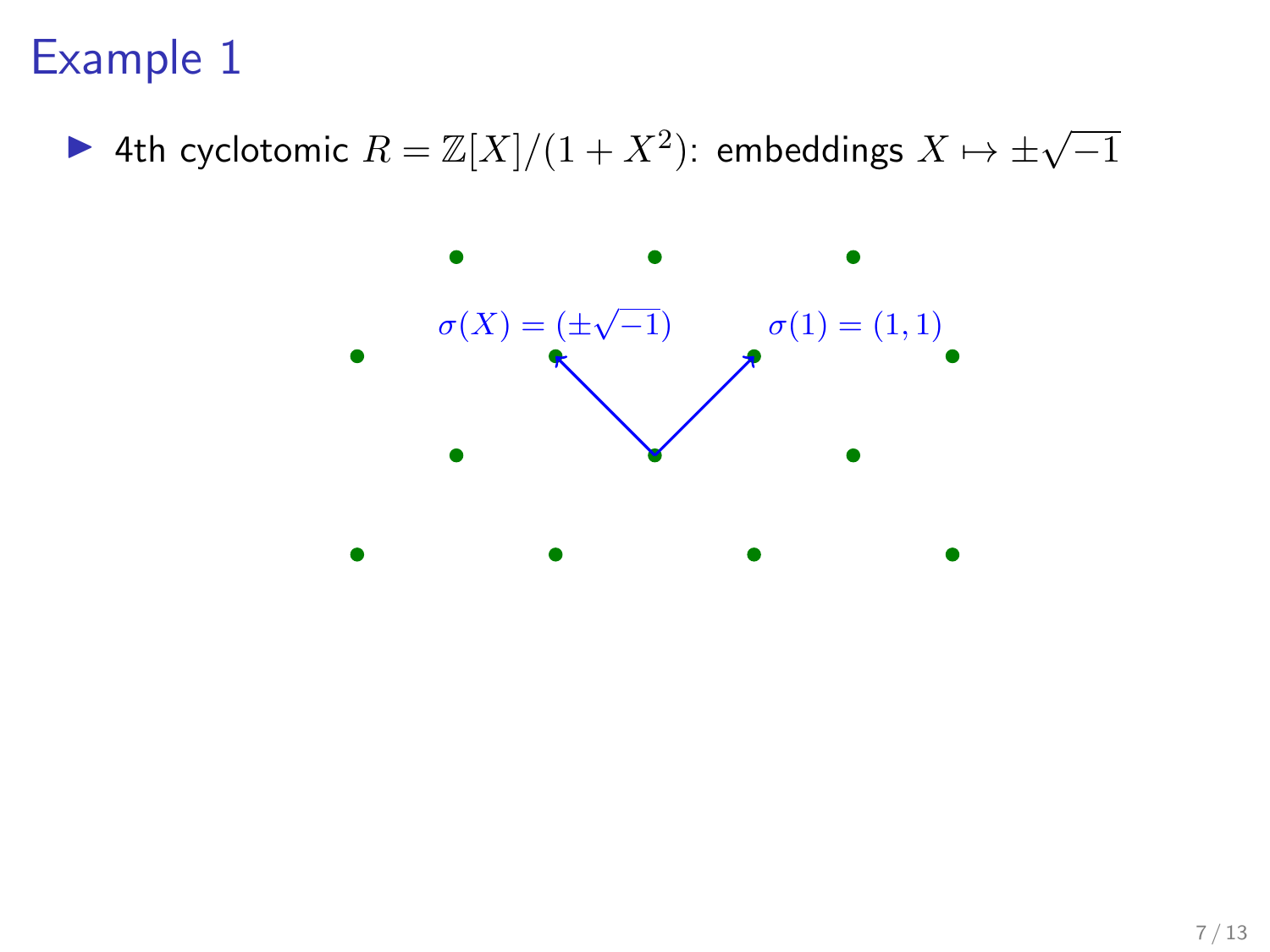# Example 1

- 4th cyclotomic $R = \mathbb{Z}[X]/(1+X^2)$: embeddings $X \mapsto \pm\sqrt{-1}$

$\sigma(X) = (\pm\sqrt{-1})$

$\sigma(1) = (1, 1)$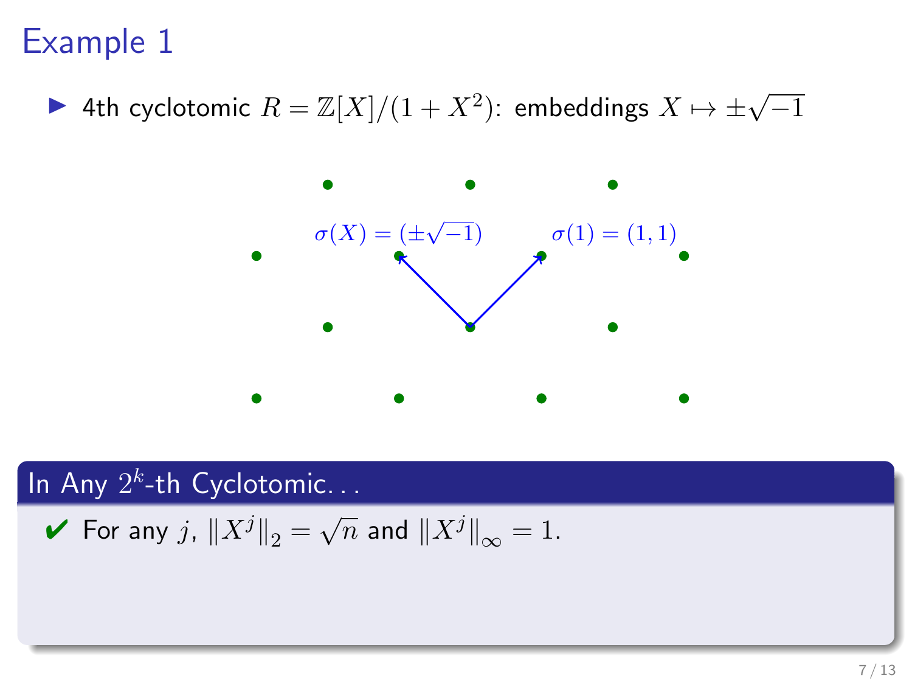# Example 1

- 4th cyclotomic $R = \mathbb{Z}[X]/(1 + X^2)$: embeddings $X \mapsto \pm\sqrt{-1}$

$\sigma(X) = (\pm\sqrt{-1})$

$\sigma(1) = (1, 1)$

## In Any $2^k$-th Cyclotomic...

✔ For any $j$, $\|X^j\|_2 = \sqrt{n}$ and $\|X^j\|_\infty = 1$.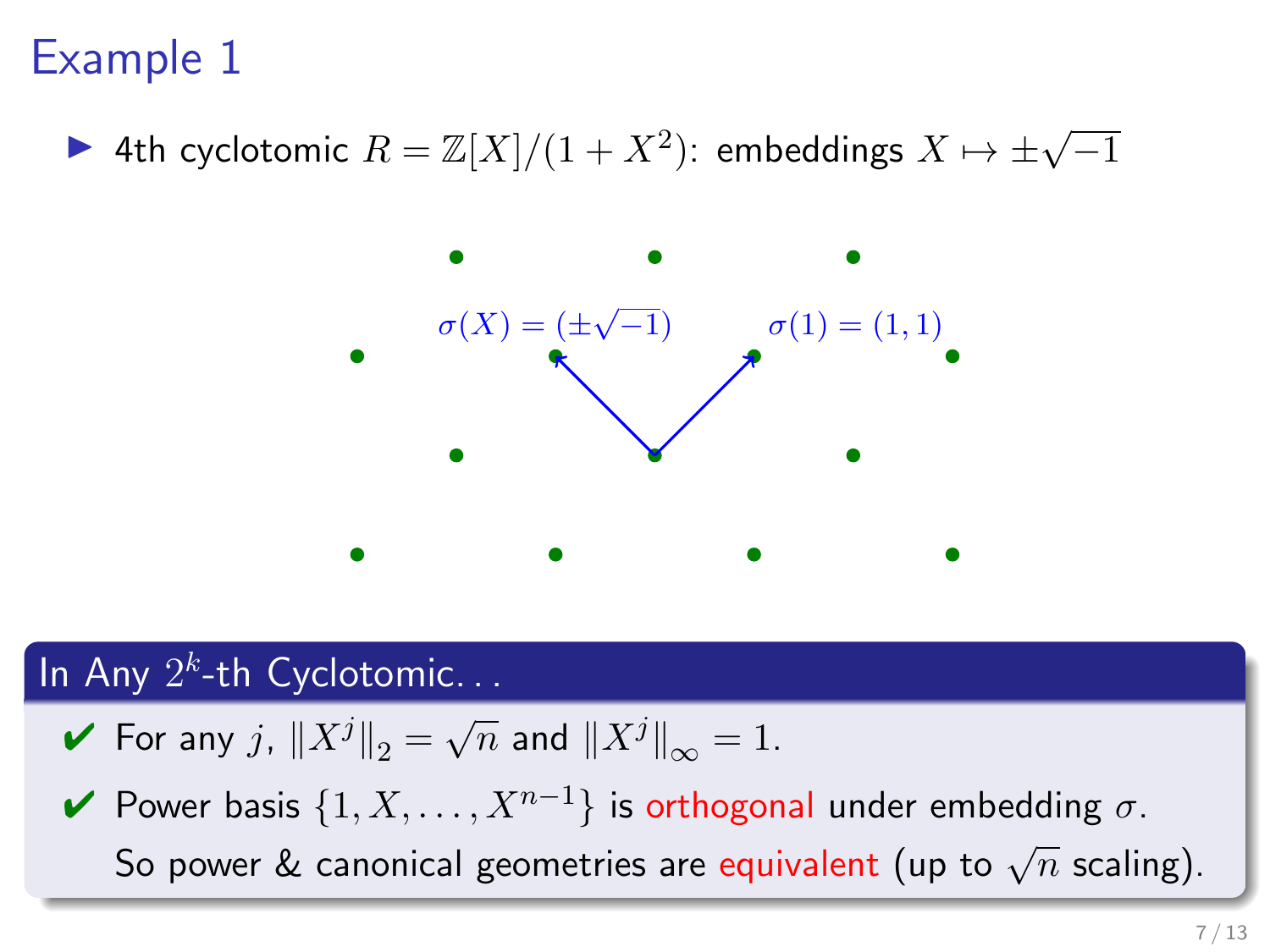# Example 1

- 4th cyclotomic $R = \mathbb{Z}[X]/(1 + X^2)$: embeddings $X \mapsto \pm\sqrt{-1}$

$\sigma(X) = (\pm\sqrt{-1})$ $\sigma(1) = (1, 1)$

## In Any $2^k$-th Cyclotomic...

- ✔ For any $j$, $\|X^j\|_2 = \sqrt{n}$ and $\|X^j\|_\infty = 1$.
- ✔ Power basis $\{1, X, \ldots, X^{n-1}\}$ is orthogonal under embedding $\sigma$.
  So power & canonical geometries are equivalent (up to $\sqrt{n}$ scaling).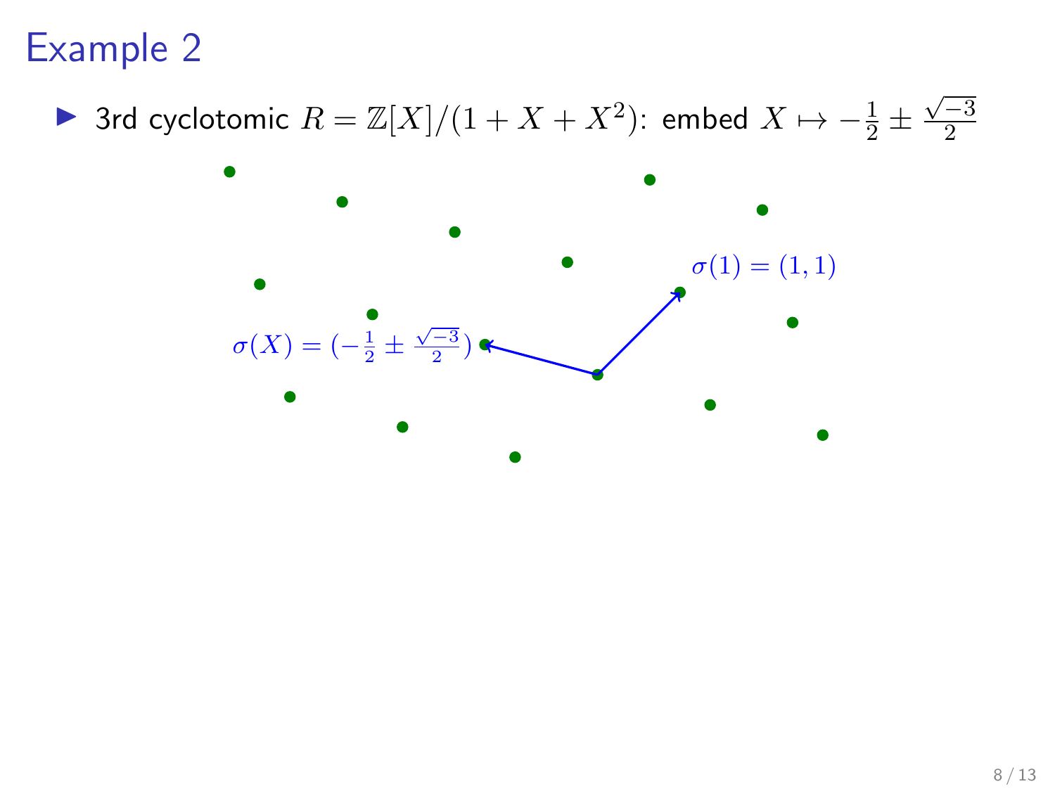# Example 2

- 3rd cyclotomic $R = \mathbb{Z}[X]/(1 + X + X^2)$: embed $X \mapsto -\frac{1}{2} \pm \frac{\sqrt{-3}}{2}$

$\sigma(1) = (1, 1)$

$\sigma(X) = (-\frac{1}{2} \pm \frac{\sqrt{-3}}{2})$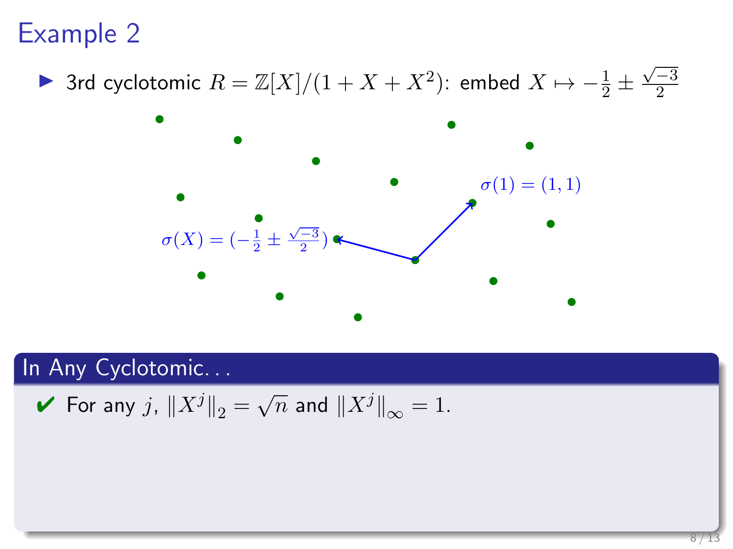# Example 2

- 3rd cyclotomic $R = \mathbb{Z}[X]/(1 + X + X^2)$: embed $X \mapsto -\frac{1}{2} \pm \frac{\sqrt{-3}}{2}$

$\sigma(1) = (1, 1)$

$\sigma(X) = (-\frac{1}{2} \pm \frac{\sqrt{-3}}{2})$

**In Any Cyclotomic...**

✔ For any $j$, $\|X^j\|_2 = \sqrt{n}$ and $\|X^j\|_\infty = 1$.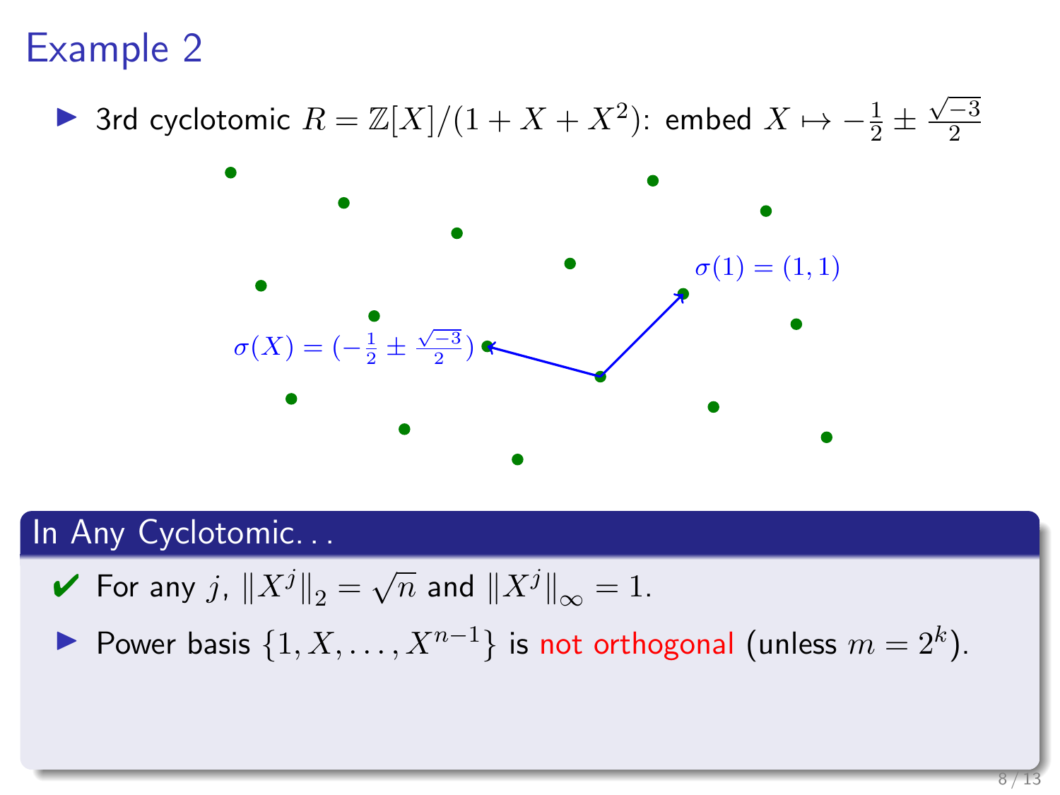# Example 2

- 3rd cyclotomic $R = \mathbb{Z}[X]/(1 + X + X^2)$: embed $X \mapsto -\frac{1}{2} \pm \frac{\sqrt{-3}}{2}$

$\sigma(1) = (1, 1)$

$\sigma(X) = (-\frac{1}{2} \pm \frac{\sqrt{-3}}{2})$

## In Any Cyclotomic...

- ✔ For any $j$, $\|X^j\|_2 = \sqrt{n}$ and $\|X^j\|_\infty = 1$.
- Power basis $\{1, X, \ldots, X^{n-1}\}$ is not orthogonal (unless $m = 2^k$).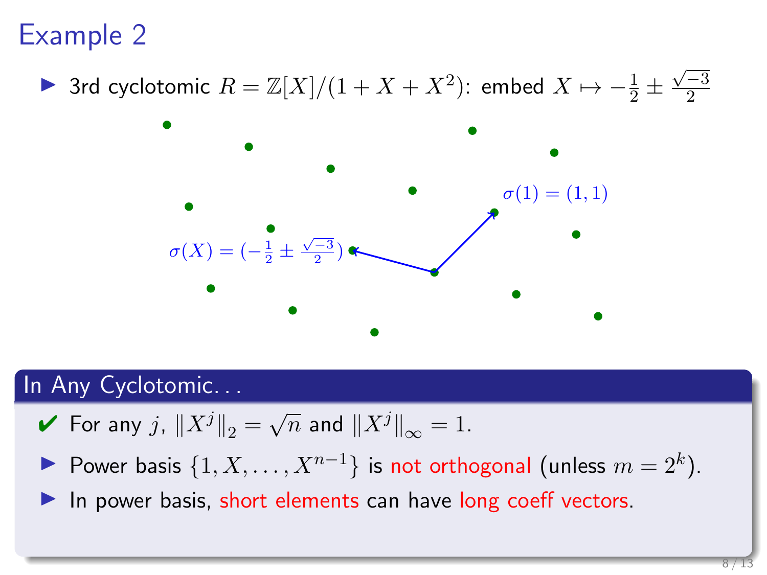# Example 2

- 3rd cyclotomic $R = \mathbb{Z}[X]/(1 + X + X^2)$: embed $X \mapsto -\frac{1}{2} \pm \frac{\sqrt{-3}}{2}$

$\sigma(1) = (1, 1)$

$\sigma(X) = (-\frac{1}{2} \pm \frac{\sqrt{-3}}{2})$

## In Any Cyclotomic. . .

- ✔ For any $j$, $\|X^j\|_2 = \sqrt{n}$ and $\|X^j\|_\infty = 1$.
- Power basis $\{1, X, \ldots, X^{n-1}\}$ is not orthogonal (unless $m = 2^k$).
- In power basis, short elements can have long coeff vectors.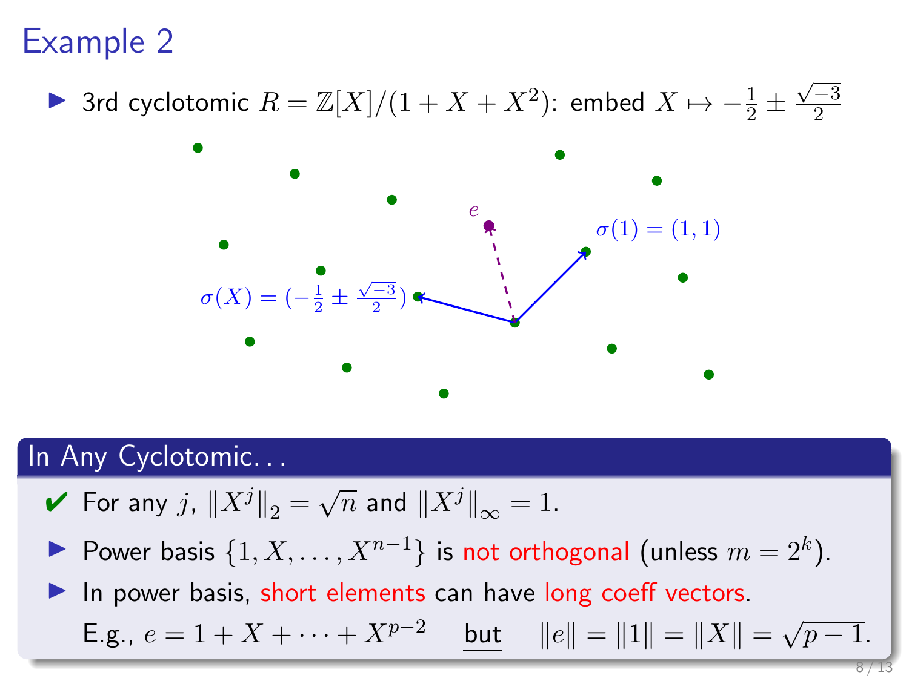# Example 2

- 3rd cyclotomic $R = \mathbb{Z}[X]/(1 + X + X^2)$: embed $X \mapsto -\frac{1}{2} \pm \frac{\sqrt{-3}}{2}$

$e$

$\sigma(1) = (1, 1)$

$\sigma(X) = (-\frac{1}{2} \pm \frac{\sqrt{-3}}{2})$

## In Any Cyclotomic...

- ✔ For any $j$, $\|X^j\|_2 = \sqrt{n}$ and $\|X^j\|_\infty = 1$.
- Power basis $\{1, X, \ldots, X^{n-1}\}$ is not orthogonal (unless $m = 2^k$).
- In power basis, short elements can have long coeff vectors.

  E.g., $e = 1 + X + \cdots + X^{p-2}$ <u>but</u> $\|e\| = \|1\| = \|X\| = \sqrt{p-1}$.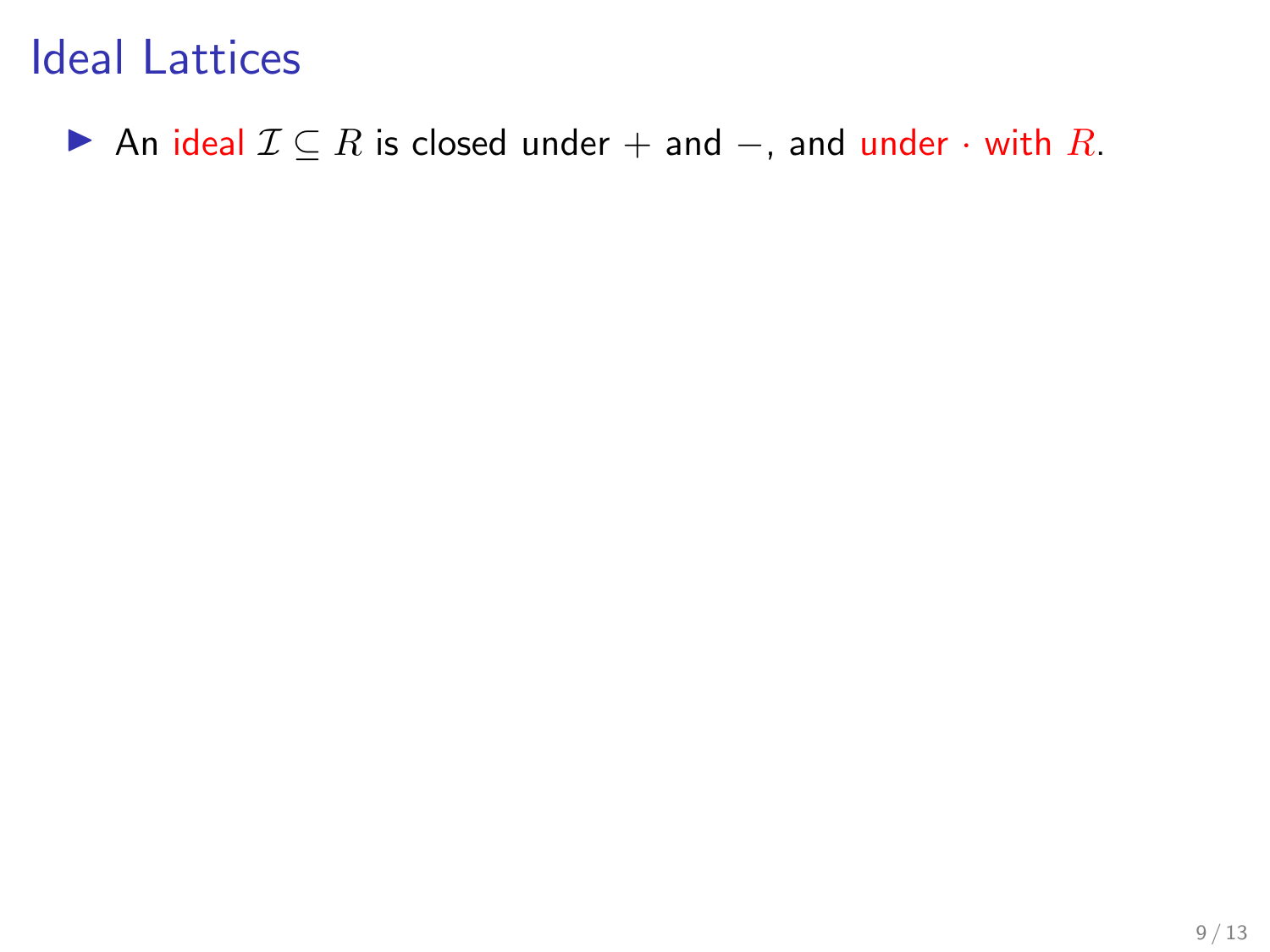# Ideal Lattices

- An ideal $\mathcal{I} \subseteq R$ is closed under $+$ and $-$, and under $\cdot$ with $R$.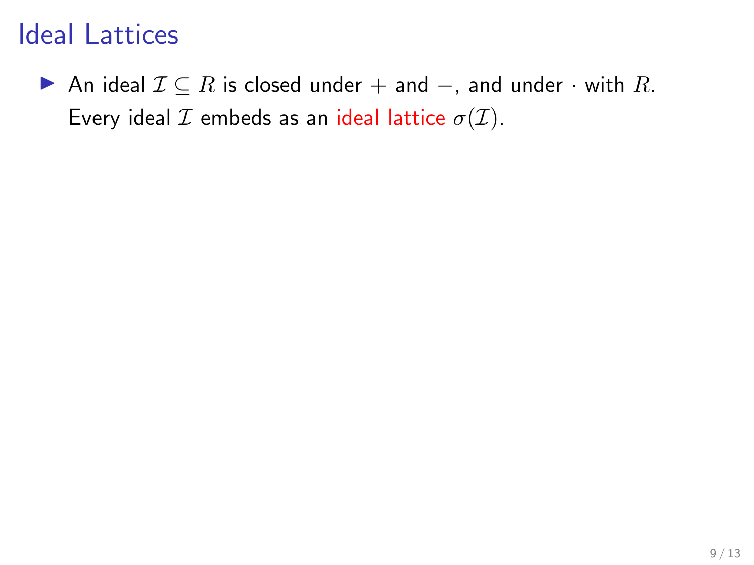# Ideal Lattices

- An ideal $\mathcal{I} \subseteq R$ is closed under $+$ and $-$, and under $\cdot$ with $R$. Every ideal $\mathcal{I}$ embeds as an ideal lattice $\sigma(\mathcal{I})$.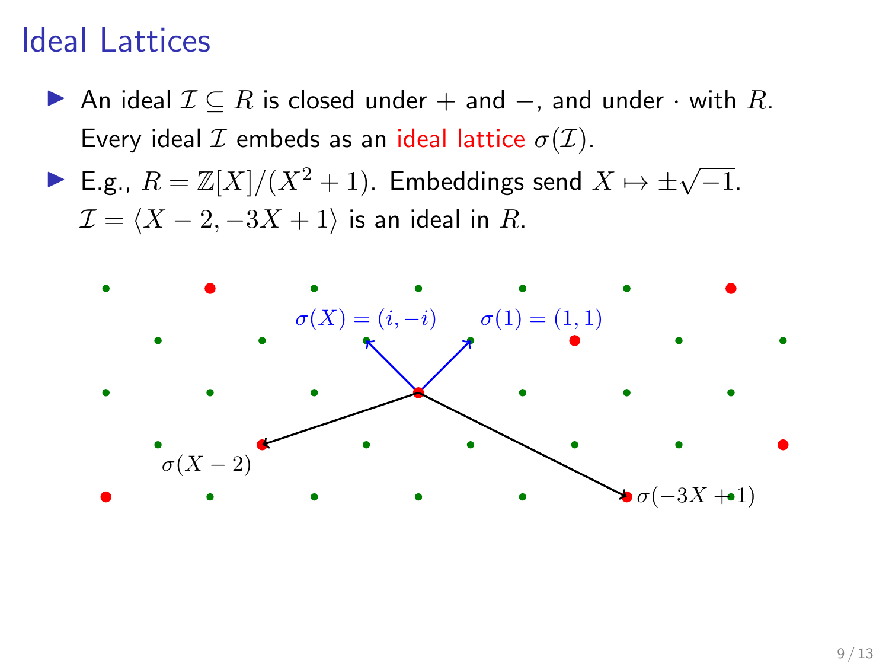# Ideal Lattices

- An ideal $\mathcal{I} \subseteq R$ is closed under $+$ and $-$, and under $\cdot$ with $R$. Every ideal $\mathcal{I}$ embeds as an ideal lattice $\sigma(\mathcal{I})$.
- E.g., $R = \mathbb{Z}[X]/(X^2+1)$. Embeddings send $X \mapsto \pm\sqrt{-1}$. $\mathcal{I} = \langle X-2, -3X+1 \rangle$ is an ideal in $R$.

$\sigma(X) = (i, -i)$ $\sigma(1) = (1, 1)$

$\sigma(X-2)$ $\sigma(-3X+1)$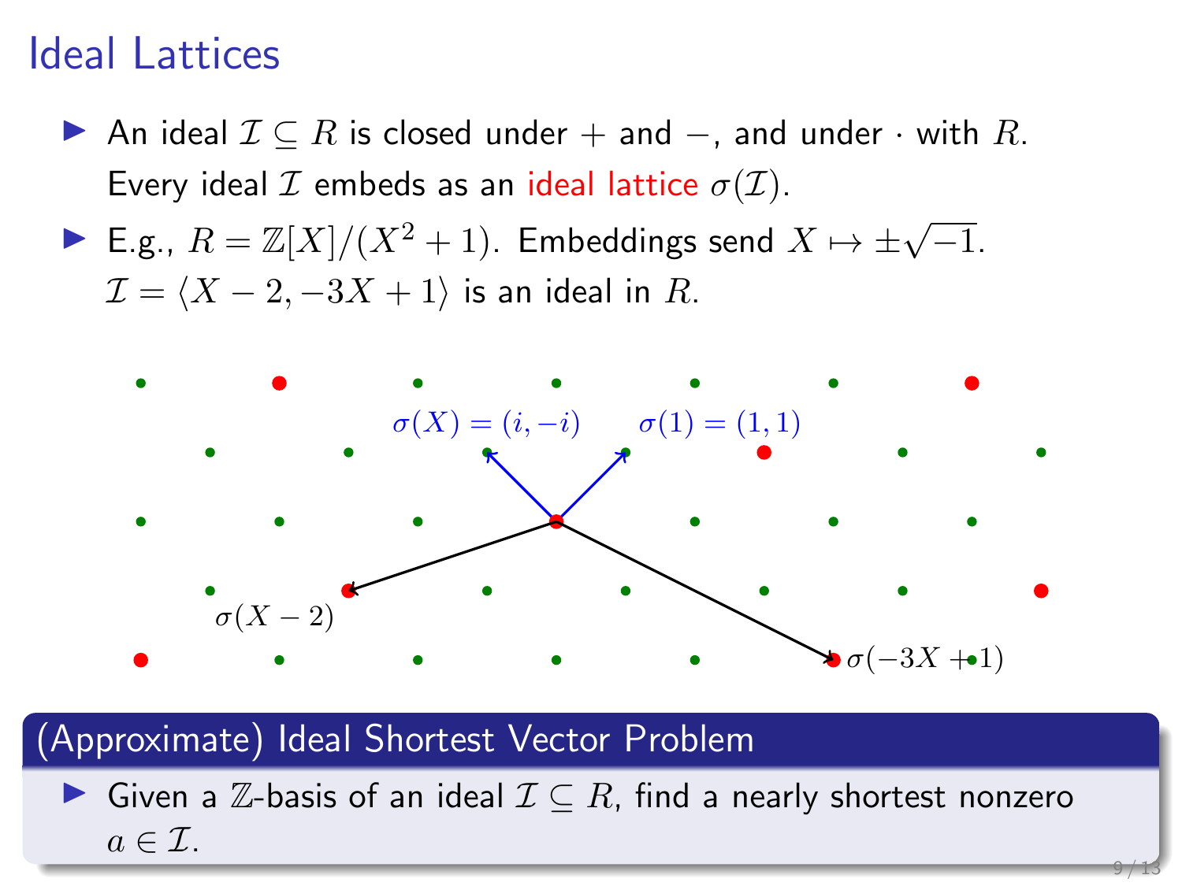# Ideal Lattices

- An ideal $\mathcal{I} \subseteq R$ is closed under $+$ and $-$, and under $\cdot$ with $R$. Every ideal $\mathcal{I}$ embeds as an ideal lattice $\sigma(\mathcal{I})$.
- E.g., $R = \mathbb{Z}[X]/(X^2 + 1)$. Embeddings send $X \mapsto \pm\sqrt{-1}$. $\mathcal{I} = \langle X - 2, -3X + 1 \rangle$ is an ideal in $R$.

$\sigma(X) = (i, -i)$ $\sigma(1) = (1, 1)$

$\sigma(X - 2)$ $\sigma(-3X + 1)$

## (Approximate) Ideal Shortest Vector Problem

- Given a $\mathbb{Z}$-basis of an ideal $\mathcal{I} \subseteq R$, find a nearly shortest nonzero $a \in \mathcal{I}$.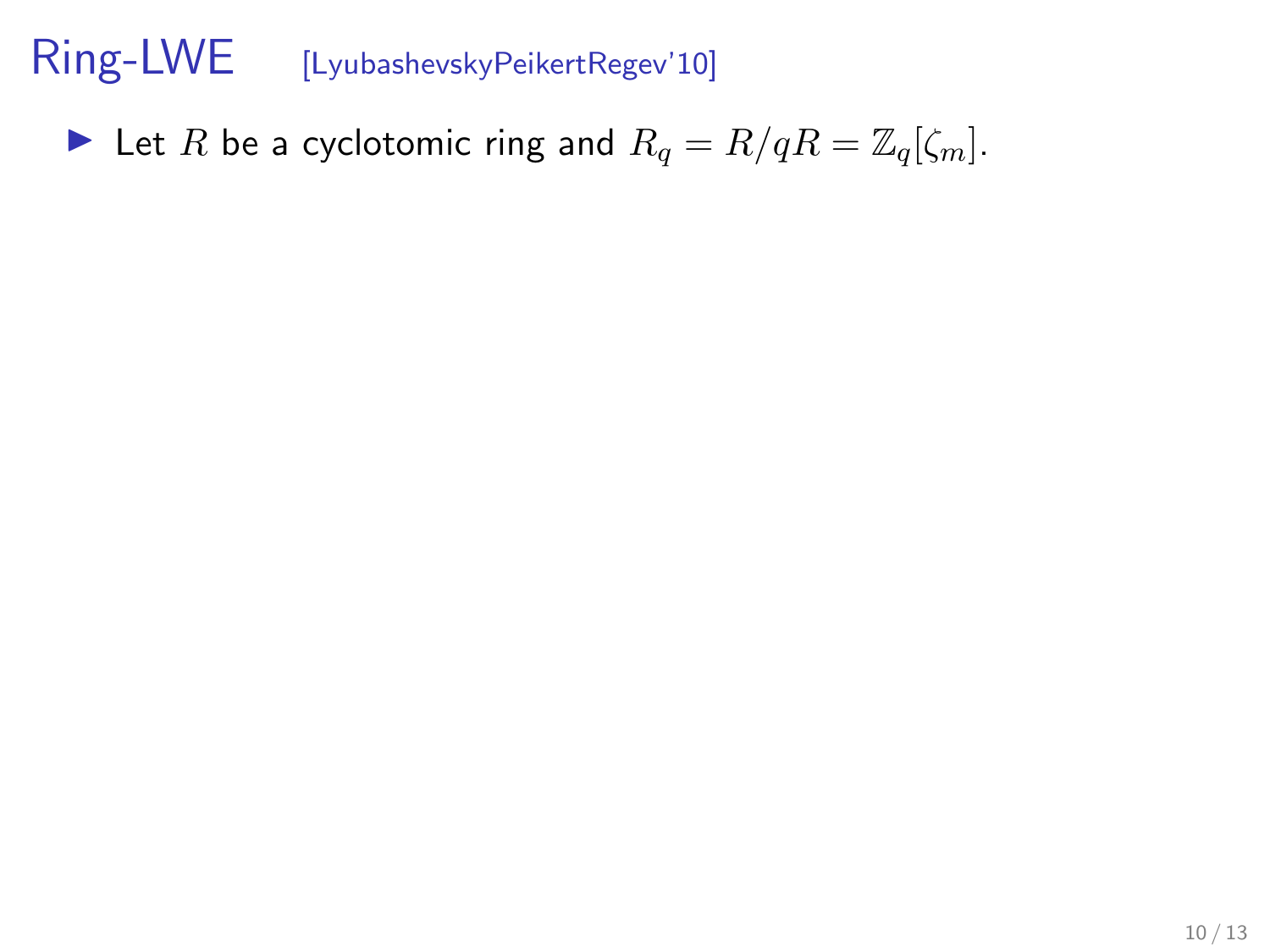# Ring-LWE [LyubashevskyPeikertRegev'10]

- Let $R$ be a cyclotomic ring and $R_q = R/qR = \mathbb{Z}_q[\zeta_m]$.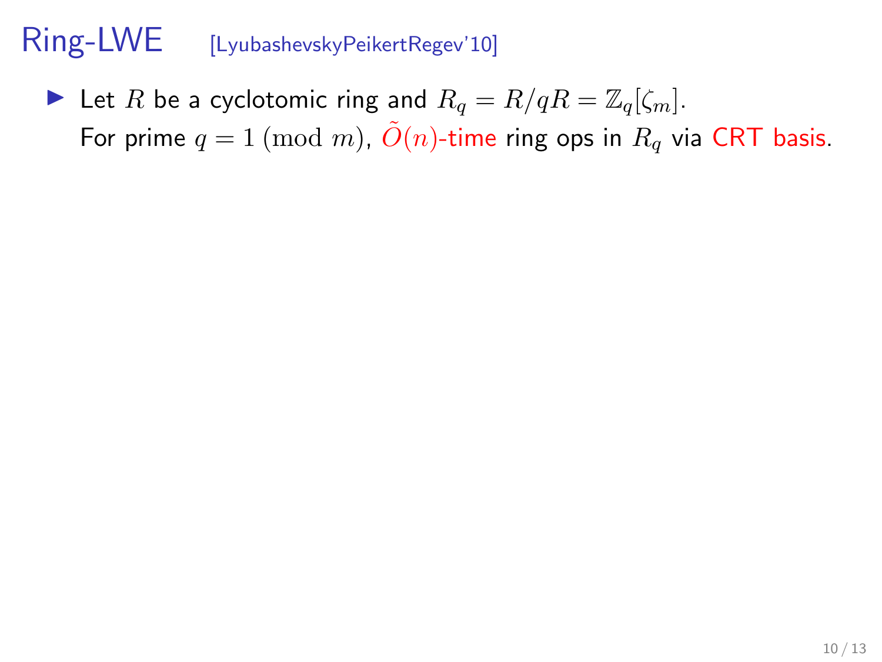# Ring-LWE [LyubashevskyPeikertRegev'10]

- Let $R$ be a cyclotomic ring and $R_q = R/qR = \mathbb{Z}_q[\zeta_m]$.
  For prime $q = 1 \pmod{m}$, $\tilde{O}(n)$-time ring ops in $R_q$ via CRT basis.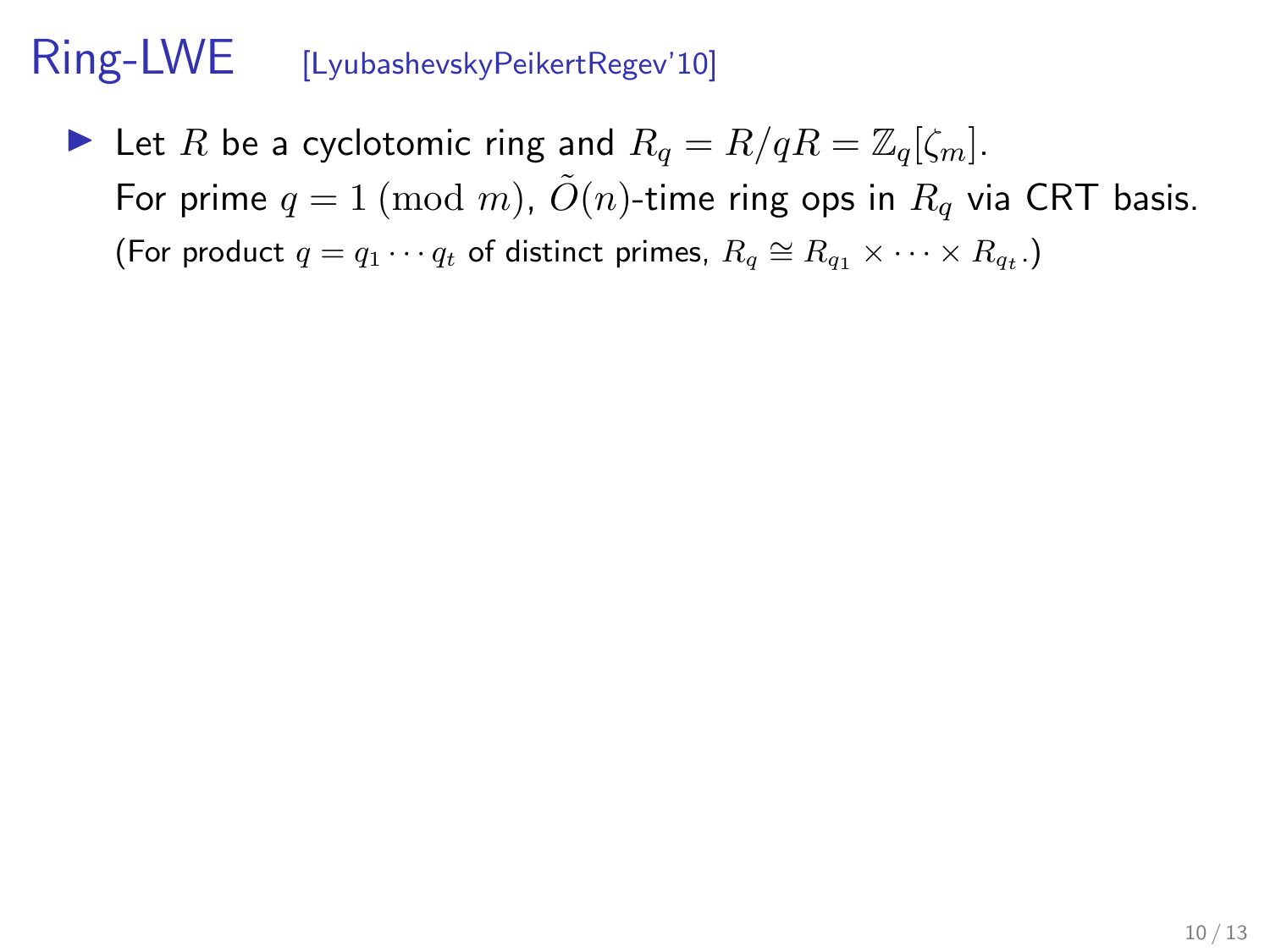# Ring-LWE [LyubashevskyPeikertRegev'10]

- Let $R$ be a cyclotomic ring and $R_q = R/qR = \mathbb{Z}_q[\zeta_m]$.
  For prime $q = 1 \pmod{m}$, $\tilde{O}(n)$-time ring ops in $R_q$ via CRT basis.
  (For product $q = q_1 \cdots q_t$ of distinct primes, $R_q \cong R_{q_1} \times \cdots \times R_{q_t}$.)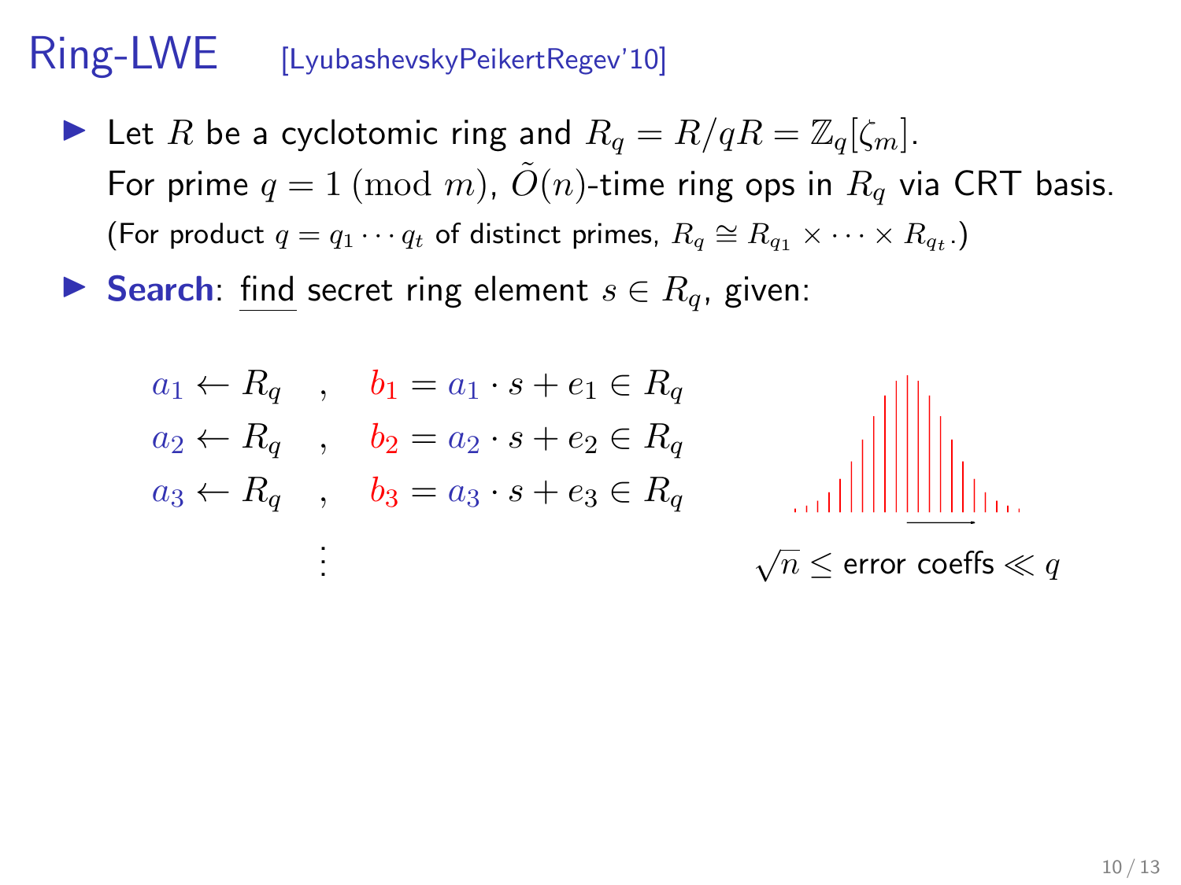# Ring-LWE [LyubashevskyPeikertRegev'10]

- Let $R$ be a cyclotomic ring and $R_q = R/qR = \mathbb{Z}_q[\zeta_m]$.
  For prime $q = 1 \pmod{m}$, $\tilde{O}(n)$-time ring ops in $R_q$ via CRT basis.
  (For product $q = q_1 \cdots q_t$ of distinct primes, $R_q \cong R_{q_1} \times \cdots \times R_{q_t}$.)

- **Search**: find secret ring element $s \in R_q$, given:

$$
\begin{aligned}
a_1 &\leftarrow R_q \quad , \quad b_1 = a_1 \cdot s + e_1 \in R_q \\
a_2 &\leftarrow R_q \quad , \quad b_2 = a_2 \cdot s + e_2 \in R_q \\
a_3 &\leftarrow R_q \quad , \quad b_3 = a_3 \cdot s + e_3 \in R_q \\
&\vdots
\end{aligned}
$$

$\sqrt{n} \leq$ error coeffs $\ll q$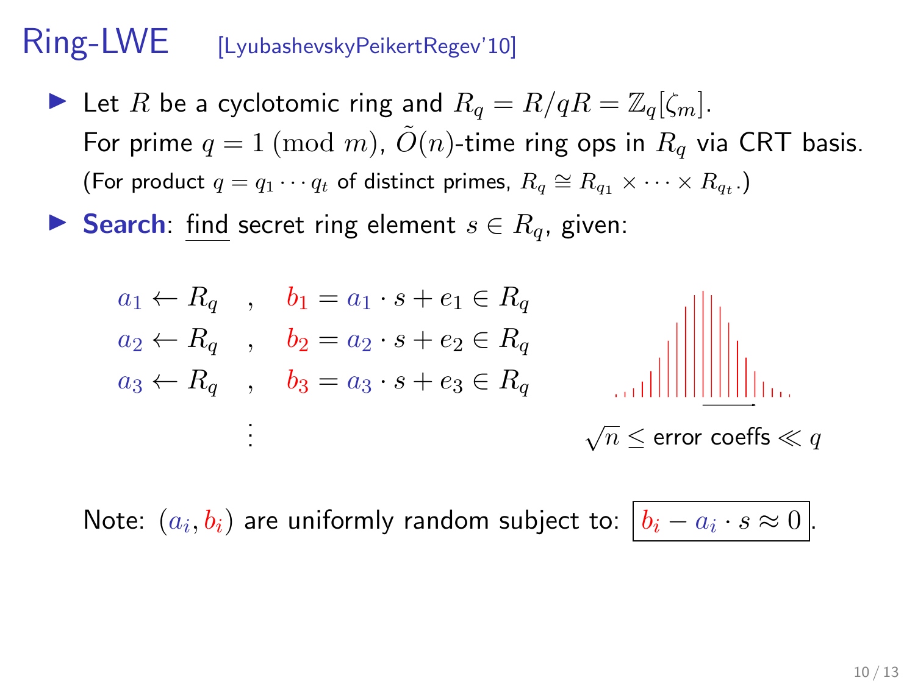# Ring-LWE [LyubashevskyPeikertRegev'10]

- Let $R$ be a cyclotomic ring and $R_q = R/qR = \mathbb{Z}_q[\zeta_m]$.
  For prime $q = 1 \pmod{m}$, $\tilde{O}(n)$-time ring ops in $R_q$ via CRT basis.
  (For product $q = q_1 \cdots q_t$ of distinct primes, $R_q \cong R_{q_1} \times \cdots \times R_{q_t}$.)

- **Search**: find secret ring element $s \in R_q$, given:

$$
\begin{aligned}
a_1 \leftarrow R_q \quad &, \quad b_1 = a_1 \cdot s + e_1 \in R_q \\
a_2 \leftarrow R_q \quad &, \quad b_2 = a_2 \cdot s + e_2 \in R_q \\
a_3 \leftarrow R_q \quad &, \quad b_3 = a_3 \cdot s + e_3 \in R_q \\
&\vdots
\end{aligned}
$$

$\sqrt{n} \leq$ error coeffs $\ll q$

Note: $(a_i, b_i)$ are uniformly random subject to: $\boxed{b_i - a_i \cdot s \approx 0}$.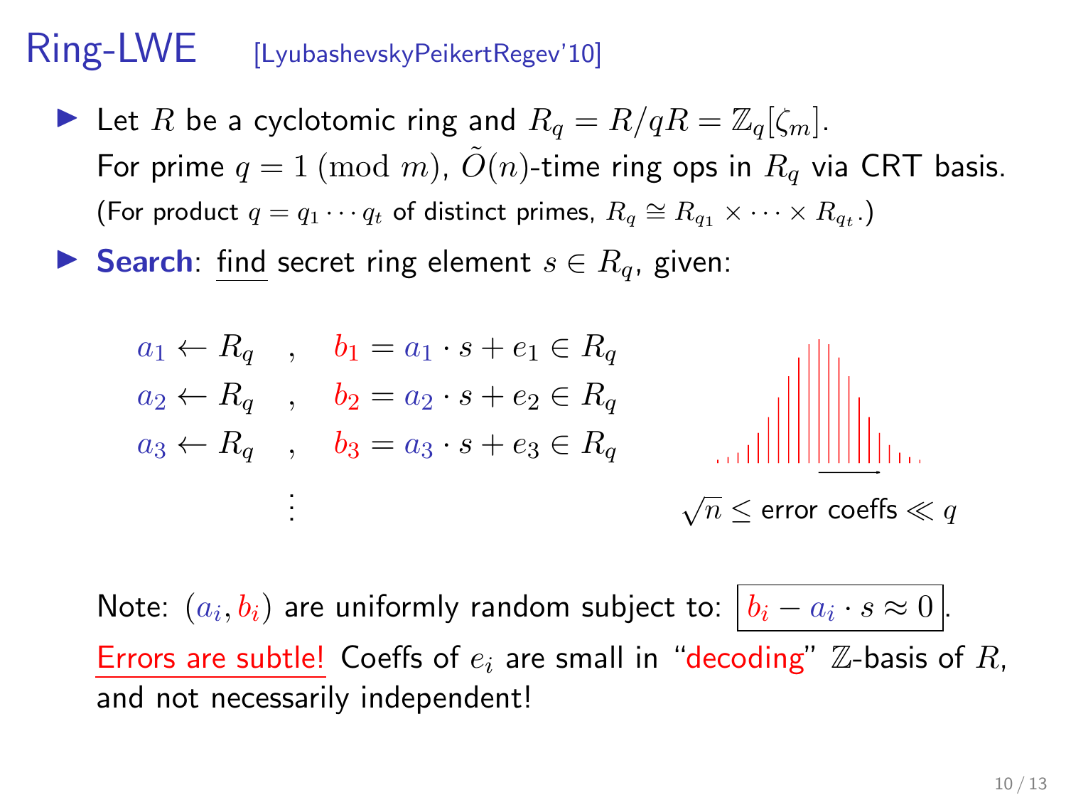# Ring-LWE [LyubashevskyPeikertRegev'10]

- Let $R$ be a cyclotomic ring and $R_q = R/qR = \mathbb{Z}_q[\zeta_m]$.
  For prime $q = 1 \pmod{m}$, $\tilde{O}(n)$-time ring ops in $R_q$ via CRT basis.
  (For product $q = q_1 \cdots q_t$ of distinct primes, $R_q \cong R_{q_1} \times \cdots \times R_{q_t}$.)
- **Search**: find secret ring element $s \in R_q$, given:

$$
\begin{aligned}
a_1 \leftarrow R_q \quad &, \quad b_1 = a_1 \cdot s + e_1 \in R_q \\
a_2 \leftarrow R_q \quad &, \quad b_2 = a_2 \cdot s + e_2 \in R_q \\
a_3 \leftarrow R_q \quad &, \quad b_3 = a_3 \cdot s + e_3 \in R_q \\
&\vdots
\end{aligned}
$$

$\sqrt{n} \leq$ error coeffs $\ll q$

Note: $(a_i, b_i)$ are uniformly random subject to: $b_i - a_i \cdot s \approx 0$.

Errors are subtle! Coeffs of $e_i$ are small in "decoding" $\mathbb{Z}$-basis of $R$, and not necessarily independent!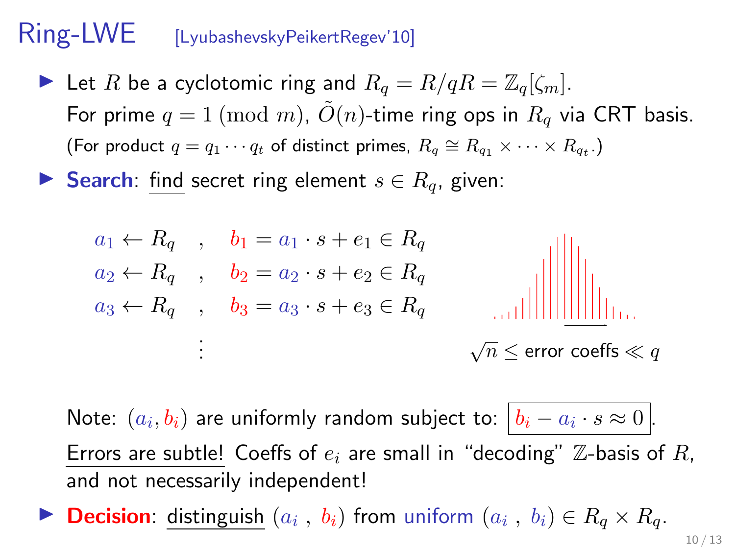# Ring-LWE [LyubashevskyPeikertRegev'10]

- Let $R$ be a cyclotomic ring and $R_q = R/qR = \mathbb{Z}_q[\zeta_m]$.
  For prime $q = 1 \pmod{m}$, $\tilde{O}(n)$-time ring ops in $R_q$ via CRT basis.
  (For product $q = q_1 \cdots q_t$ of distinct primes, $R_q \cong R_{q_1} \times \cdots \times R_{q_t}$.)

- **Search**: <u>find</u> secret ring element $s \in R_q$, given:

$$
\begin{aligned}
a_1 \leftarrow R_q \quad &, \quad b_1 = a_1 \cdot s + e_1 \in R_q \\
a_2 \leftarrow R_q \quad &, \quad b_2 = a_2 \cdot s + e_2 \in R_q \\
a_3 \leftarrow R_q \quad &, \quad b_3 = a_3 \cdot s + e_3 \in R_q \\
&\vdots
\end{aligned}
$$

$\sqrt{n} \leq$ error coeffs $\ll q$

  Note: $(a_i, b_i)$ are uniformly random subject to: $\boxed{b_i - a_i \cdot s \approx 0}$.

  <u>Errors are subtle!</u> Coeffs of $e_i$ are small in "decoding" $\mathbb{Z}$-basis of $R$, and not necessarily independent!

- **Decision**: <u>distinguish</u> $(a_i\ ,\ b_i)$ from uniform $(a_i\ ,\ b_i) \in R_q \times R_q$.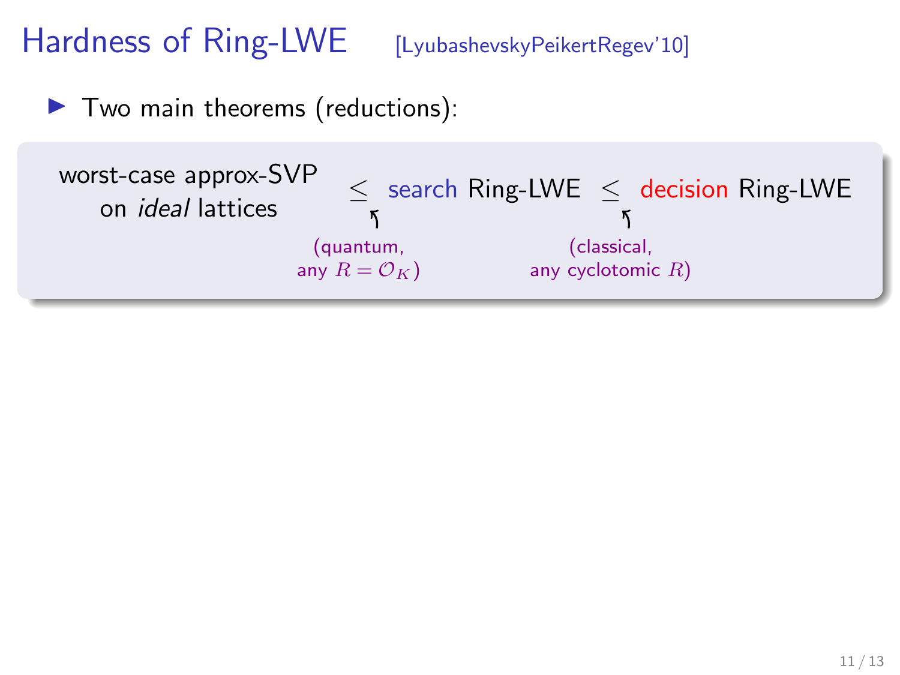# Hardness of Ring-LWE [LyubashevskyPeikertRegev'10]

- Two main theorems (reductions):

> worst-case approx-SVP on *ideal* lattices $\leq$ search Ring-LWE $\leq$ decision Ring-LWE
>
> - first $\leq$: (quantum, any $R = \mathcal{O}_K$)
> - second $\leq$: (classical, any cyclotomic $R$)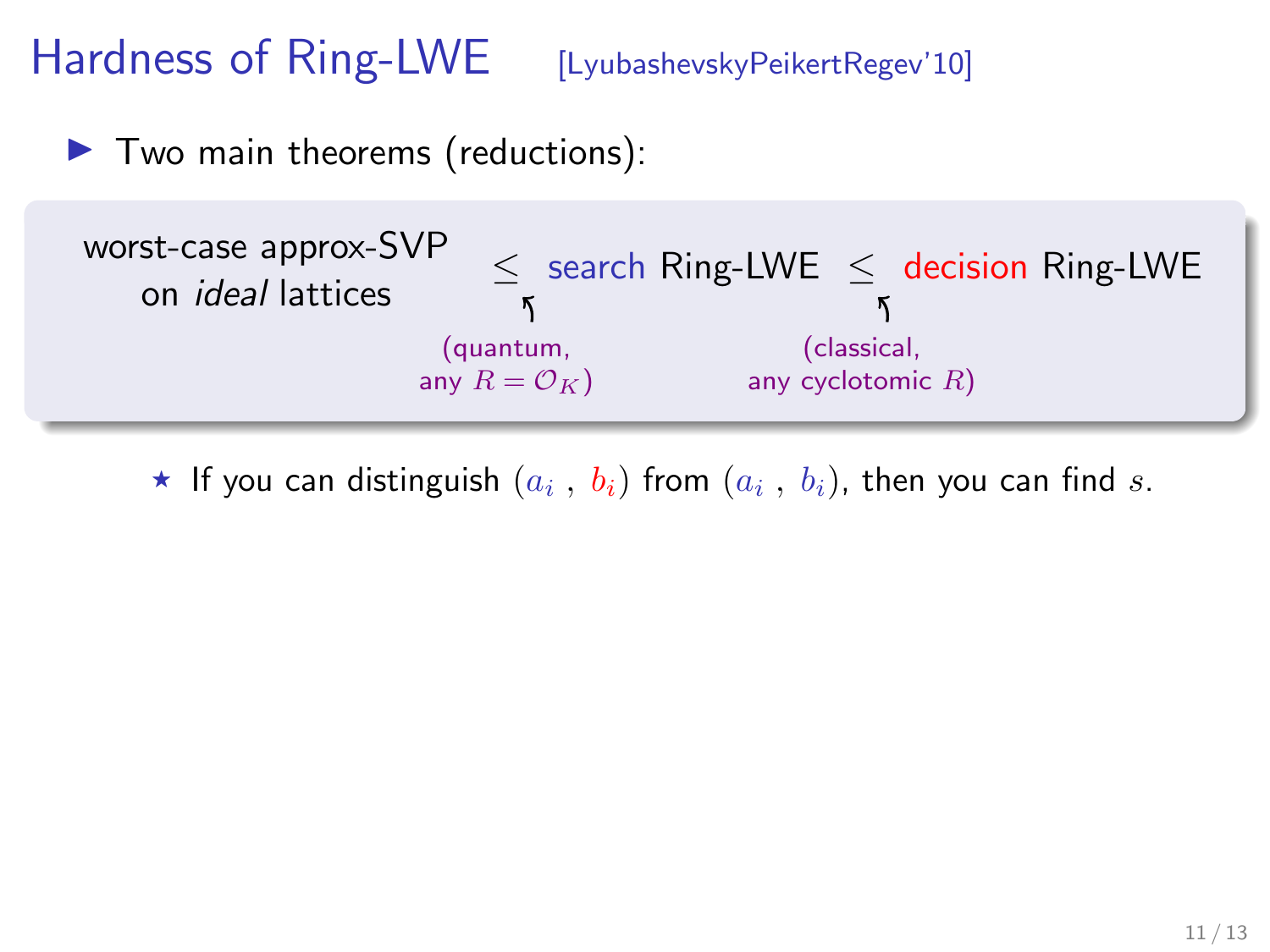# Hardness of Ring-LWE [LyubashevskyPeikertRegev'10]

- Two main theorems (reductions):

worst-case approx-SVP on *ideal* lattices $\leq$ search Ring-LWE $\leq$ decision Ring-LWE

- First $\leq$: (quantum, any $R = \mathcal{O}_K$)
- Second $\leq$: (classical, any cyclotomic $R$)

⋆ If you can distinguish $(a_i\ ,\ b_i)$ from $(a_i\ ,\ b_i)$, then you can find $s$.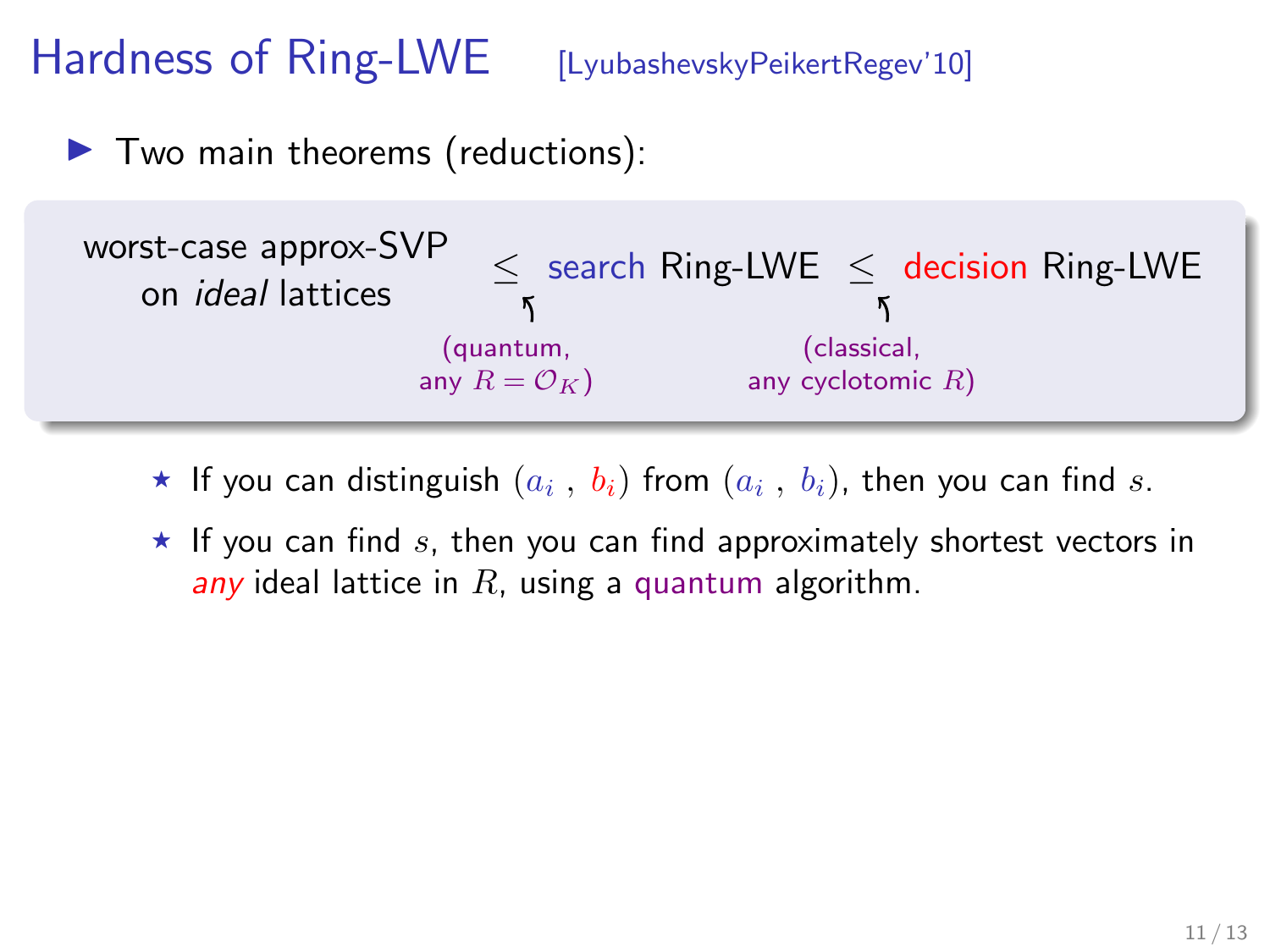# Hardness of Ring-LWE [LyubashevskyPeikertRegev'10]

- Two main theorems (reductions):

> worst-case approx-SVP on *ideal* lattices $\leq$ search Ring-LWE $\leq$ decision Ring-LWE
>
> (first $\leq$: quantum, any $R = \mathcal{O}_K$) (second $\leq$: classical, any cyclotomic $R$)

  - ⋆ If you can distinguish $(a_i\ ,\ b_i)$ from $(a_i\ ,\ b_i)$, then you can find $s$.
  - ⋆ If you can find $s$, then you can find approximately shortest vectors in *any* ideal lattice in $R$, using a quantum algorithm.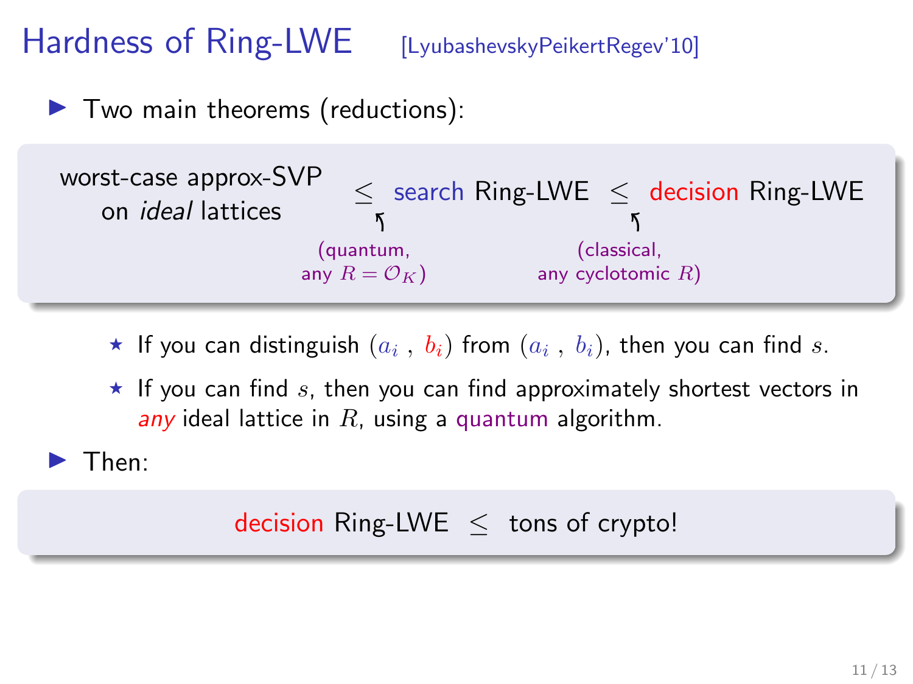# Hardness of Ring-LWE [LyubashevskyPeikertRegev'10]

- Two main theorems (reductions):

> worst-case approx-SVP on *ideal* lattices $\leq$ search Ring-LWE $\leq$ decision Ring-LWE
>
> (first $\leq$: quantum, any $R = \mathcal{O}_K$; second $\leq$: classical, any cyclotomic $R$)

  - ⋆ If you can distinguish $(a_i , b_i)$ from $(a_i , b_i)$, then you can find $s$.
  - ⋆ If you can find $s$, then you can find approximately shortest vectors in *any* ideal lattice in $R$, using a quantum algorithm.

- Then:

> decision Ring-LWE $\leq$ tons of crypto!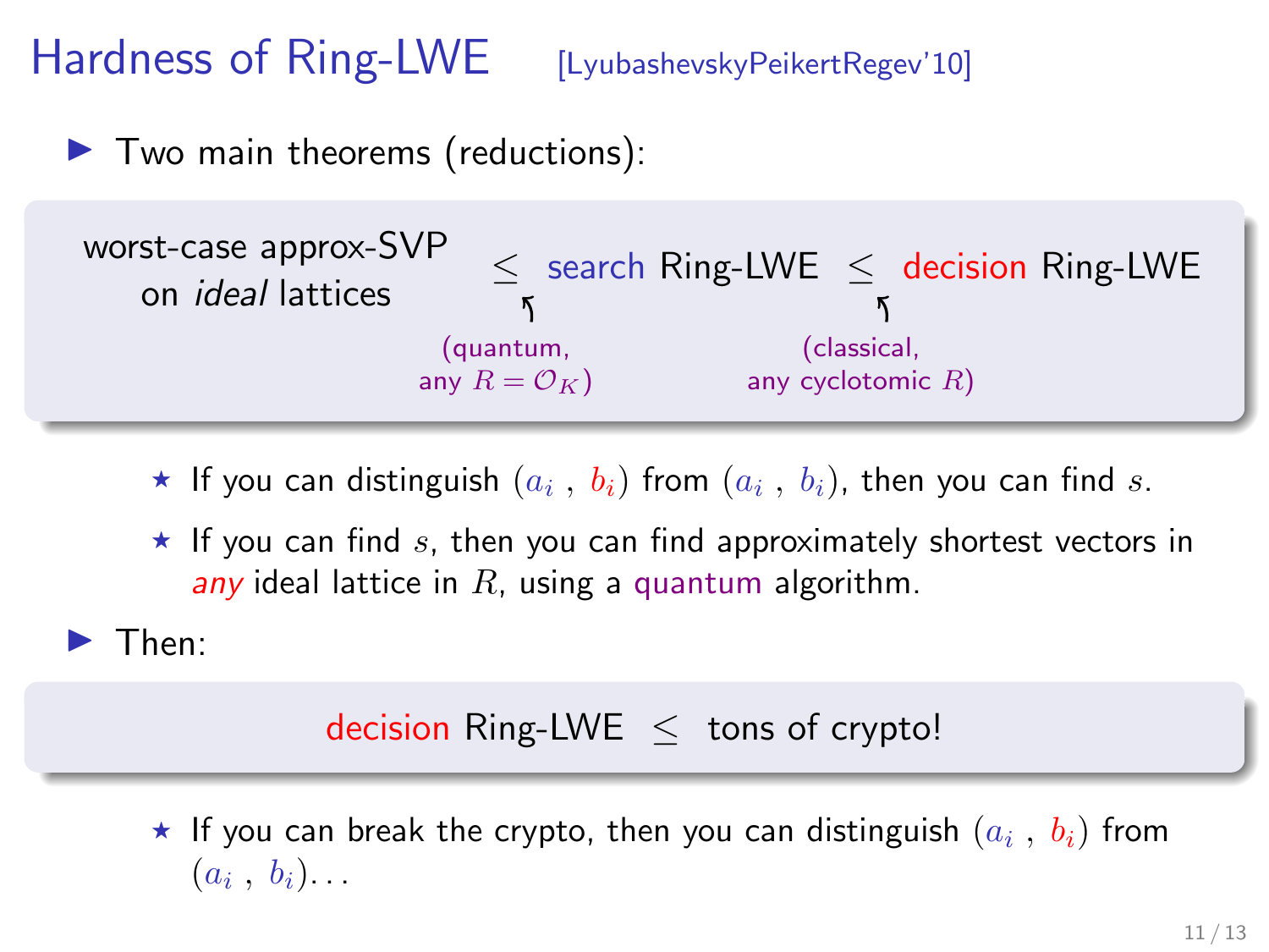# Hardness of Ring-LWE [LyubashevskyPeikertRegev'10]

- Two main theorems (reductions):

> worst-case approx-SVP on *ideal* lattices $\leq$ search Ring-LWE $\leq$ decision Ring-LWE
>
> First $\leq$: (quantum, any $R = \mathcal{O}_K$)
>
> Second $\leq$: (classical, any cyclotomic $R$)

  - ⋆ If you can distinguish $(a_i, b_i)$ from $(a_i, b_i)$, then you can find $s$.
  - ⋆ If you can find $s$, then you can find approximately shortest vectors in *any* ideal lattice in $R$, using a quantum algorithm.

- Then:

> decision Ring-LWE $\leq$ tons of crypto!

  - ⋆ If you can break the crypto, then you can distinguish $(a_i, b_i)$ from $(a_i, b_i)$...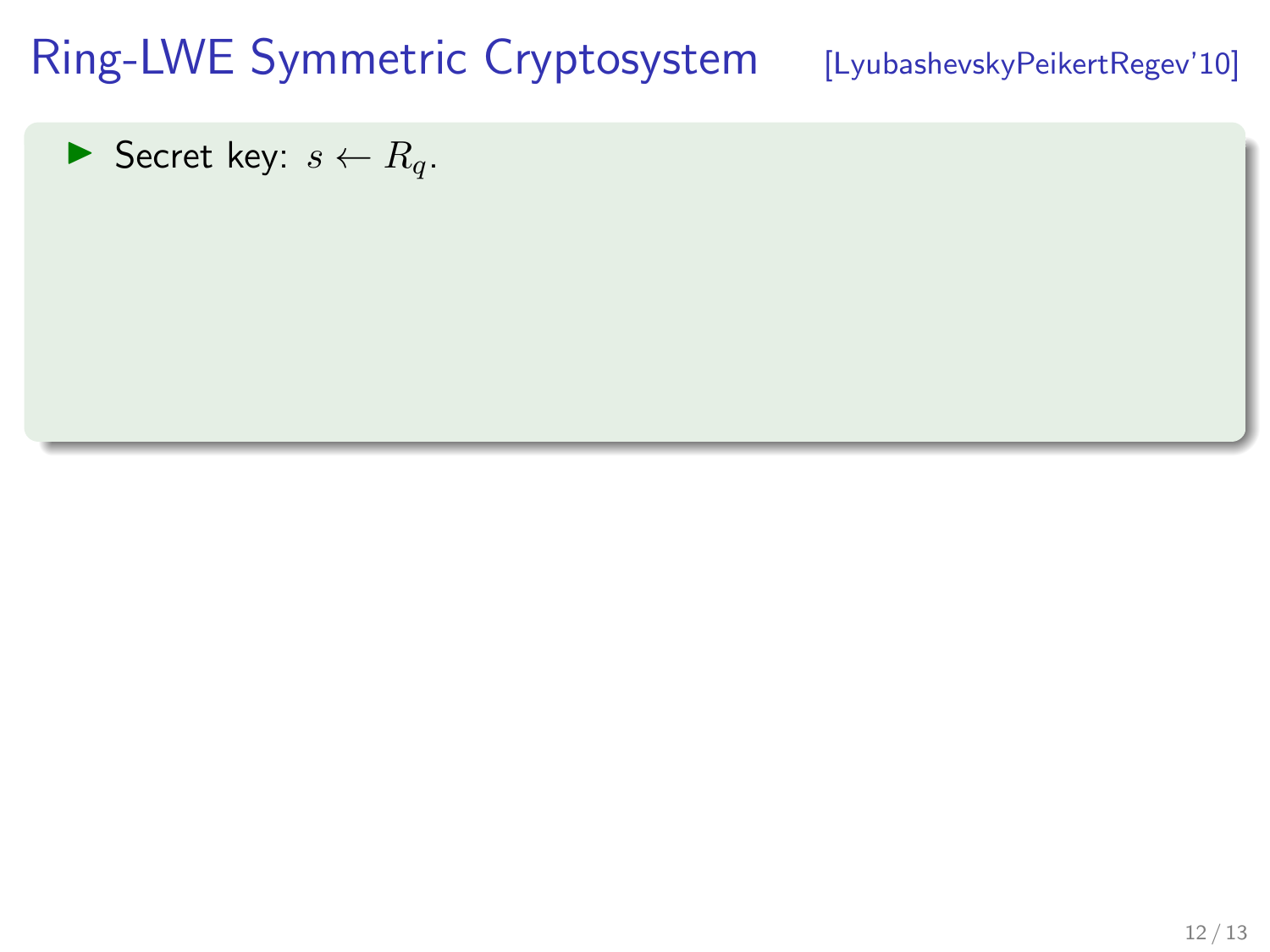# Ring-LWE Symmetric Cryptosystem [LyubashevskyPeikertRegev'10]

- Secret key: $s \leftarrow R_q$.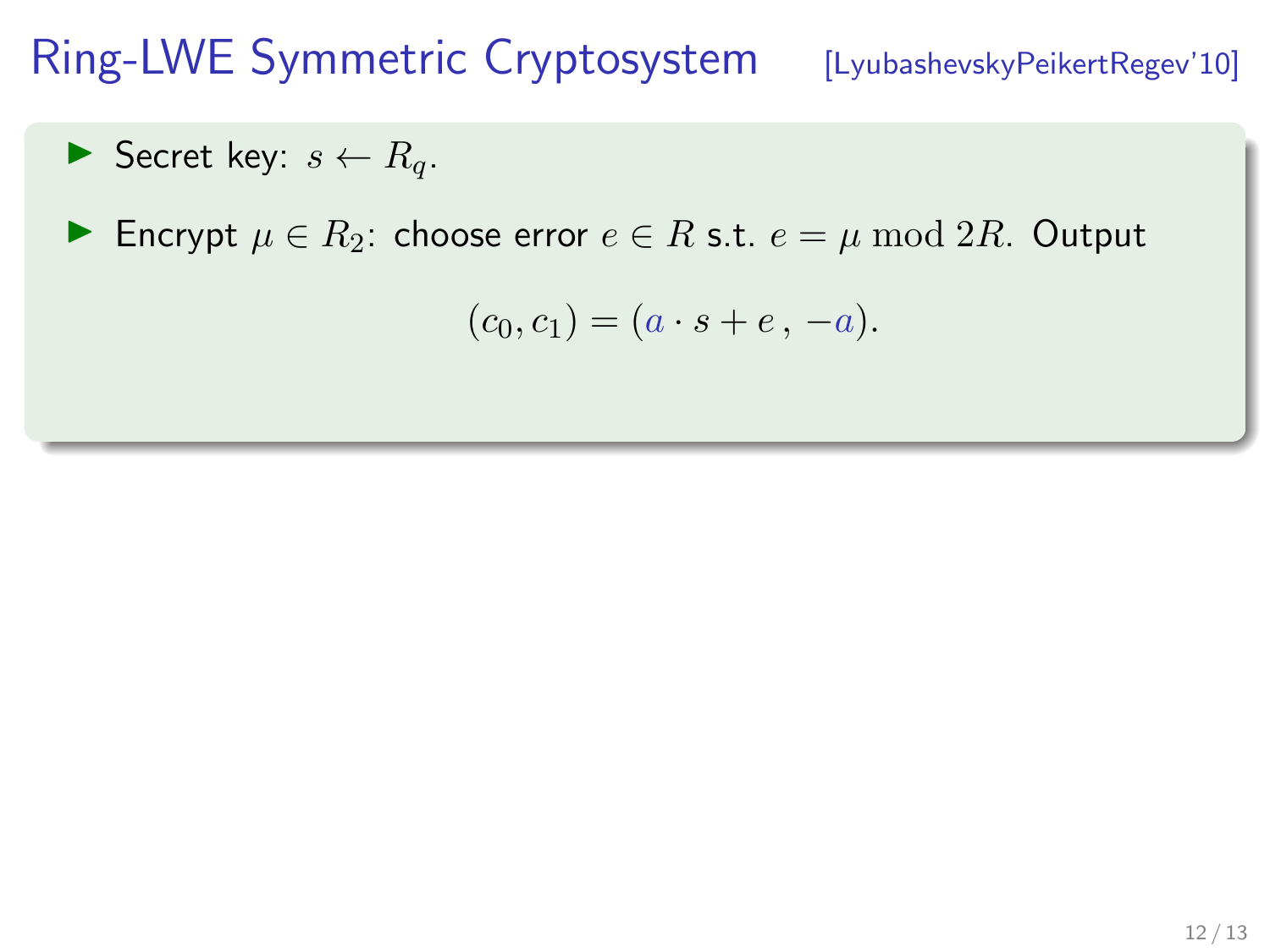# Ring-LWE Symmetric Cryptosystem

[LyubashevskyPeikertRegev'10]

- Secret key: $s \leftarrow R_q$.
- Encrypt $\mu \in R_2$: choose error $e \in R$ s.t. $e = \mu \bmod 2R$. Output

$$(c_0, c_1) = (a \cdot s + e \, , \, -a).$$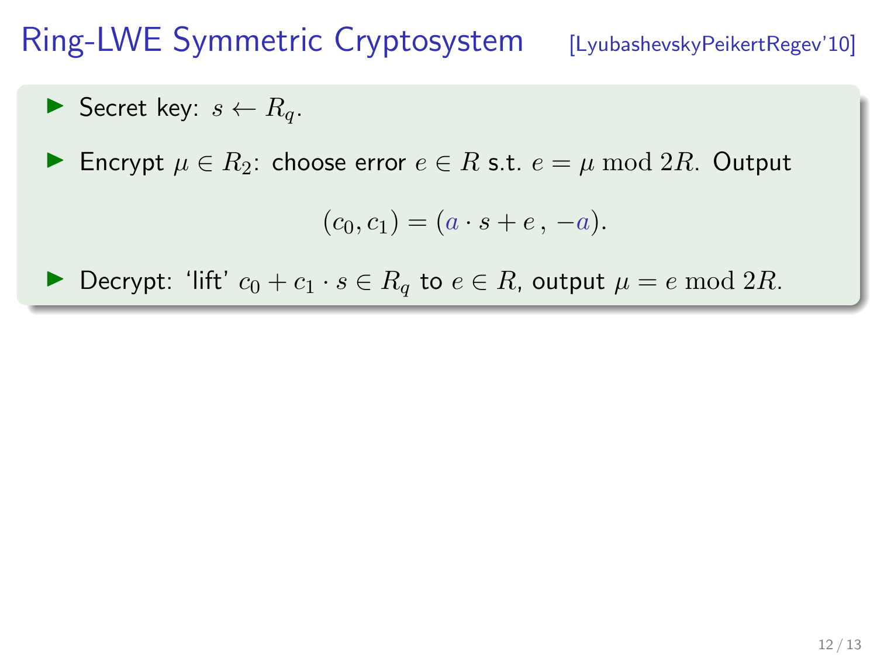# Ring-LWE Symmetric Cryptosystem [LyubashevskyPeikertRegev'10]

- Secret key: $s \leftarrow R_q$.
- Encrypt $\mu \in R_2$: choose error $e \in R$ s.t. $e = \mu \bmod 2R$. Output

$$(c_0, c_1) = (a \cdot s + e \, , \, -a).$$

- Decrypt: 'lift' $c_0 + c_1 \cdot s \in R_q$ to $e \in R$, output $\mu = e \bmod 2R$.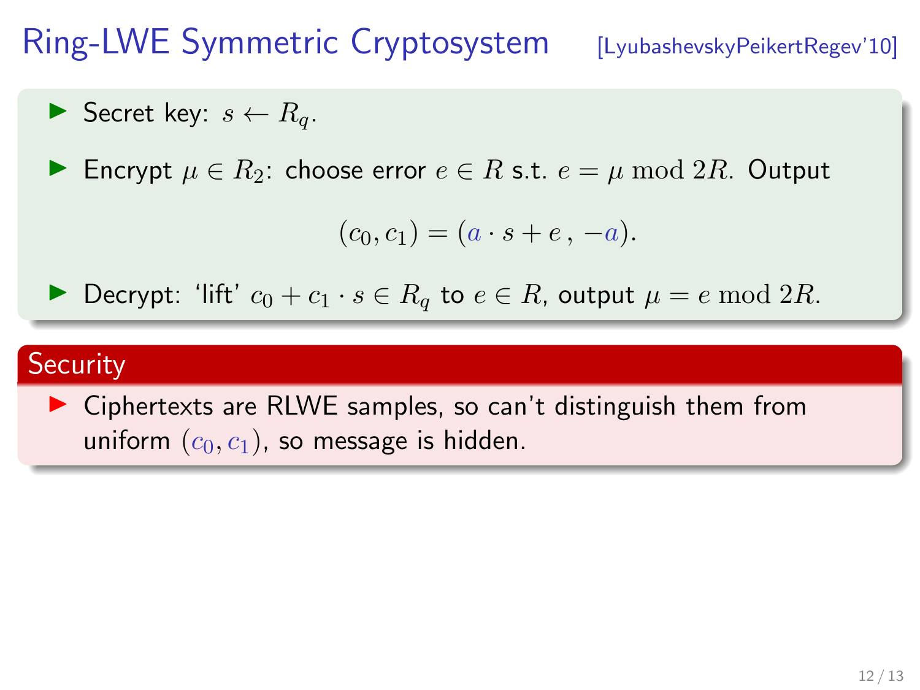# Ring-LWE Symmetric Cryptosystem [LyubashevskyPeikertRegev'10]

- Secret key: $s \leftarrow R_q$.
- Encrypt $\mu \in R_2$: choose error $e \in R$ s.t. $e = \mu \bmod 2R$. Output

$$(c_0, c_1) = (a \cdot s + e\,,\, -a).$$

- Decrypt: 'lift' $c_0 + c_1 \cdot s \in R_q$ to $e \in R$, output $\mu = e \bmod 2R$.

## Security

- Ciphertexts are RLWE samples, so can't distinguish them from uniform $(c_0, c_1)$, so message is hidden.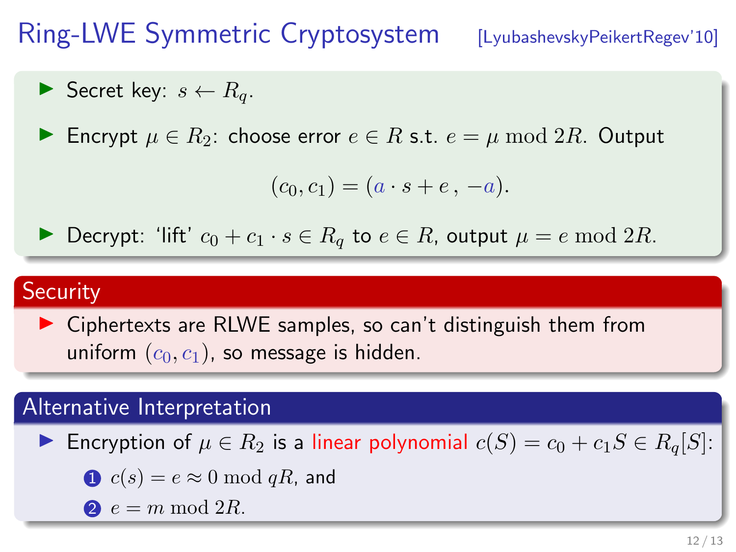# Ring-LWE Symmetric Cryptosystem [LyubashevskyPeikertRegev'10]

- Secret key: $s \leftarrow R_q$.
- Encrypt $\mu \in R_2$: choose error $e \in R$ s.t. $e = \mu \bmod 2R$. Output

$$(c_0, c_1) = (a \cdot s + e \,,\, -a).$$

- Decrypt: 'lift' $c_0 + c_1 \cdot s \in R_q$ to $e \in R$, output $\mu = e \bmod 2R$.

## Security

- Ciphertexts are RLWE samples, so can't distinguish them from uniform $(c_0, c_1)$, so message is hidden.

## Alternative Interpretation

- Encryption of $\mu \in R_2$ is a linear polynomial $c(S) = c_0 + c_1 S \in R_q[S]$:
  1. $c(s) = e \approx 0 \bmod qR$, and
  2. $e = m \bmod 2R$.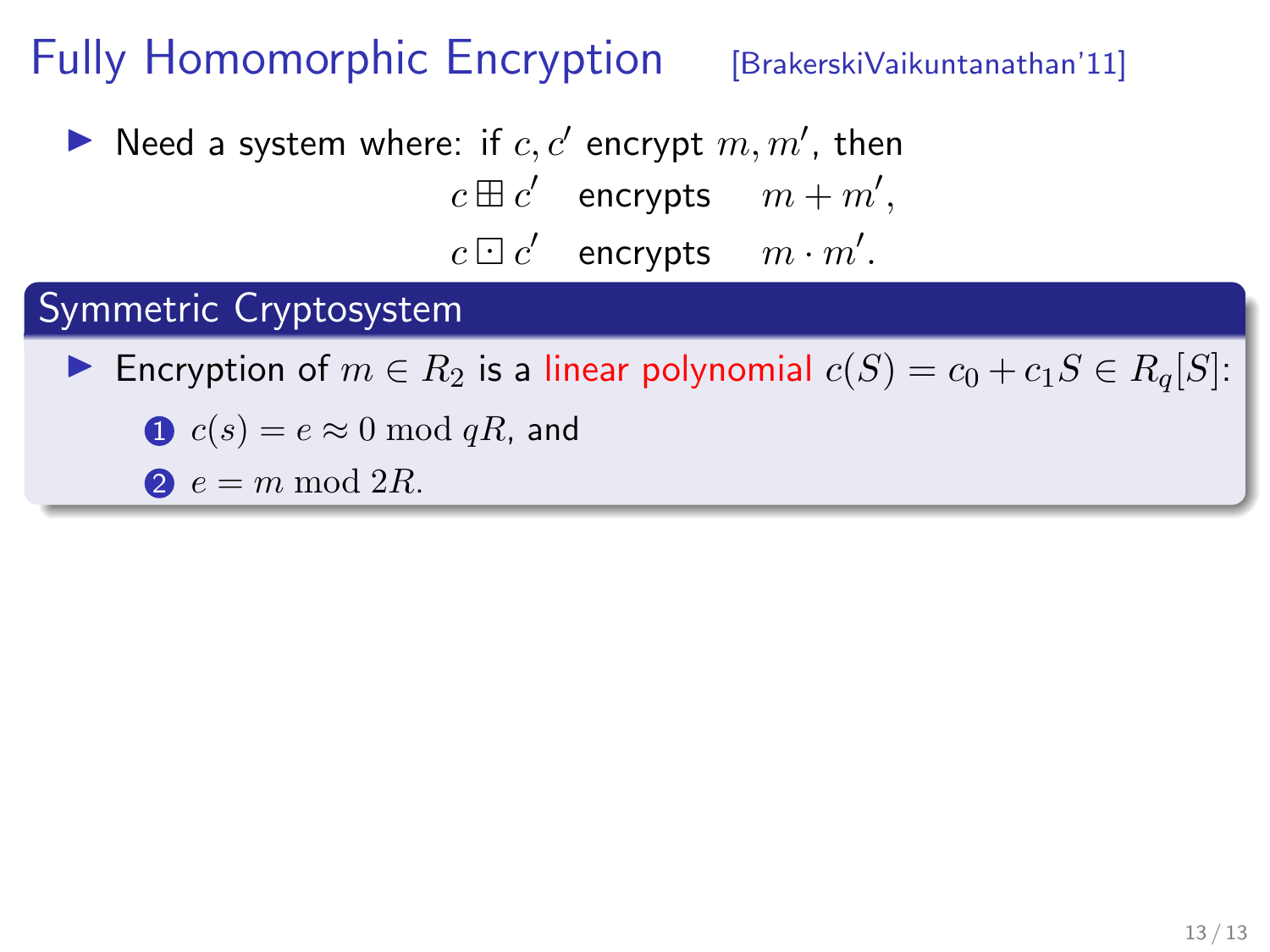# Fully Homomorphic Encryption [BrakerskiVaikuntanathan'11]

- Need a system where: if $c, c'$ encrypt $m, m'$, then

$$c \boxplus c' \quad \text{encrypts} \quad m + m',$$
$$c \boxdot c' \quad \text{encrypts} \quad m \cdot m'.$$

## Symmetric Cryptosystem

- Encryption of $m \in R_2$ is a linear polynomial $c(S) = c_0 + c_1 S \in R_q[S]$:
  1. $c(s) = e \approx 0 \bmod qR$, and
  2. $e = m \bmod 2R$.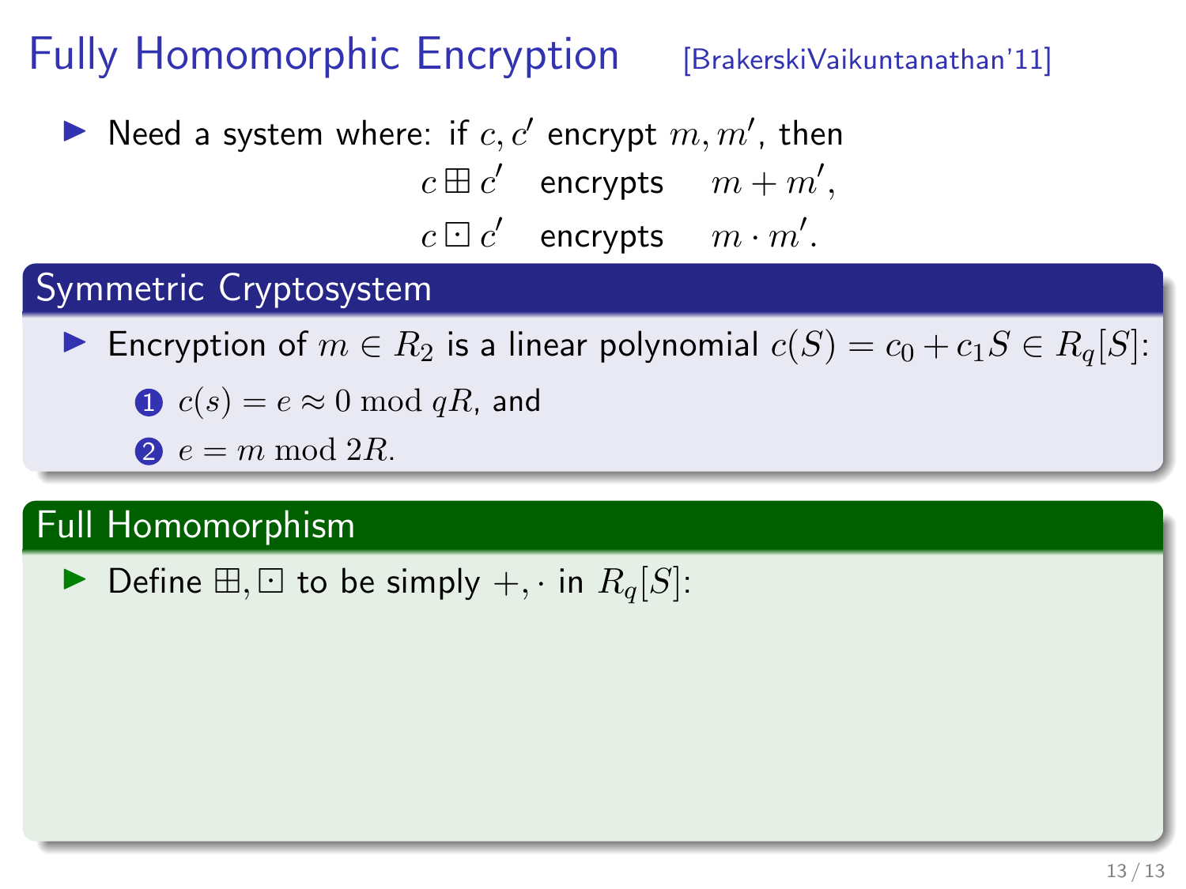# Fully Homomorphic Encryption [BrakerskiVaikuntanathan'11]

- Need a system where: if $c, c'$ encrypt $m, m'$, then

$$c \boxplus c' \quad \text{encrypts} \quad m + m',$$
$$c \boxdot c' \quad \text{encrypts} \quad m \cdot m'.$$

## Symmetric Cryptosystem

- Encryption of $m \in R_2$ is a linear polynomial $c(S) = c_0 + c_1 S \in R_q[S]$:
  1. $c(s) = e \approx 0 \bmod qR$, and
  2. $e = m \bmod 2R$.

## Full Homomorphism

- Define $\boxplus, \boxdot$ to be simply $+, \cdot$ in $R_q[S]$: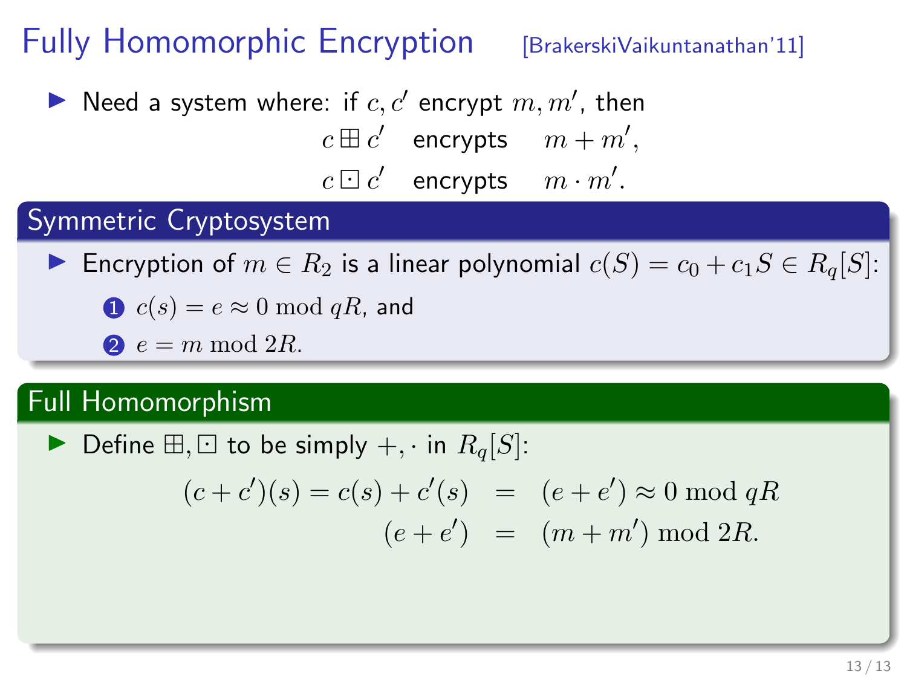# Fully Homomorphic Encryption [BrakerskiVaikuntanathan'11]

- Need a system where: if $c, c'$ encrypt $m, m'$, then

$$c \boxplus c' \quad \text{encrypts} \quad m + m',$$
$$c \boxdot c' \quad \text{encrypts} \quad m \cdot m'.$$

## Symmetric Cryptosystem

- Encryption of $m \in R_2$ is a linear polynomial $c(S) = c_0 + c_1 S \in R_q[S]$:
  1. $c(s) = e \approx 0 \bmod qR$, and
  2. $e = m \bmod 2R$.

## Full Homomorphism

- Define $\boxplus, \boxdot$ to be simply $+, \cdot$ in $R_q[S]$:

$$\begin{aligned}(c + c')(s) = c(s) + c'(s) &= (e + e') \approx 0 \bmod qR \\ (e + e') &= (m + m') \bmod 2R.\end{aligned}$$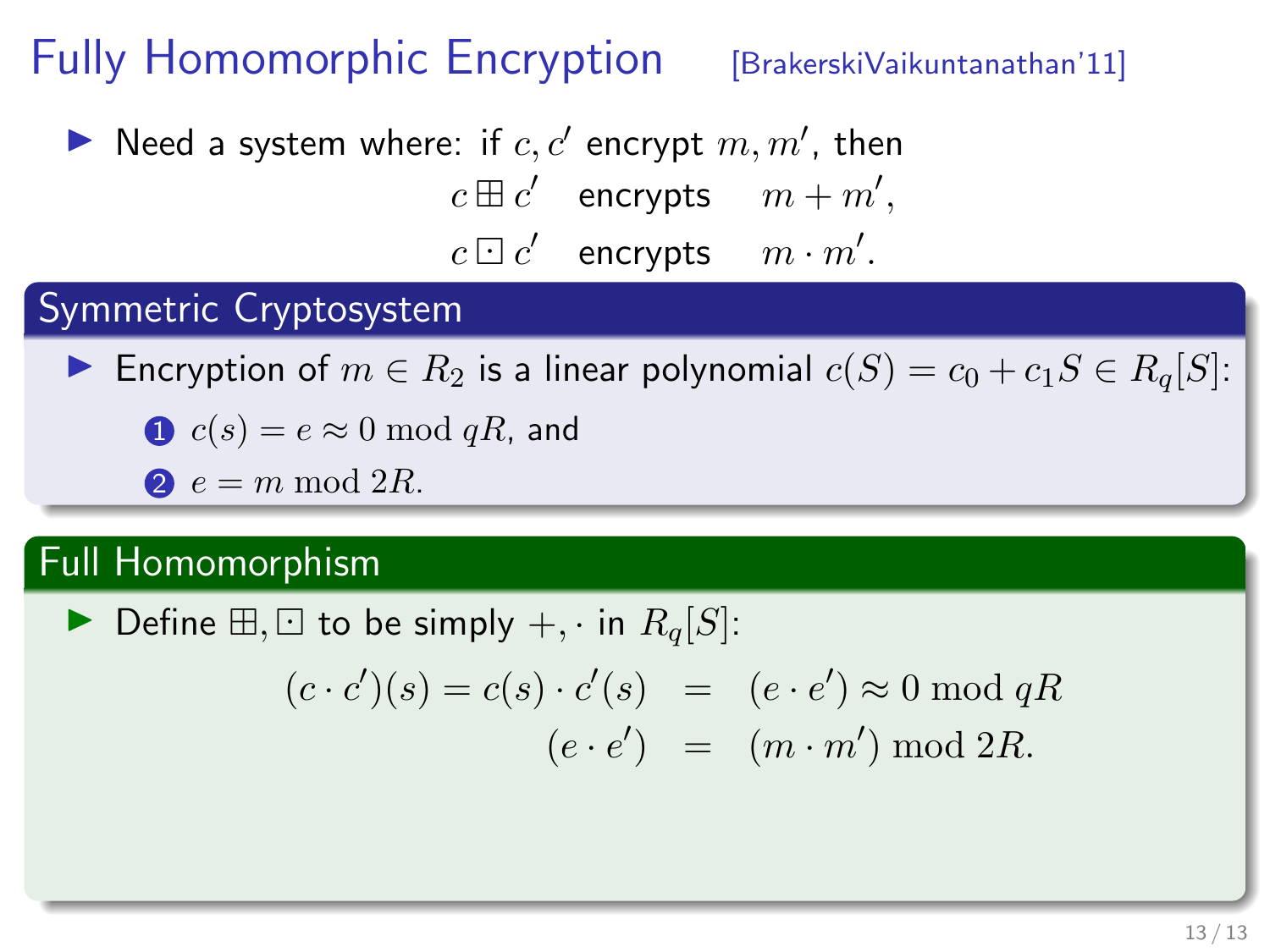# Fully Homomorphic Encryption [BrakerskiVaikuntanathan'11]

- Need a system where: if $c, c'$ encrypt $m, m'$, then

$$
\begin{aligned}
c \boxplus c' \quad &\text{encrypts} \quad m + m', \\
c \boxdot c' \quad &\text{encrypts} \quad m \cdot m'.
\end{aligned}
$$

## Symmetric Cryptosystem

- Encryption of $m \in R_2$ is a linear polynomial $c(S) = c_0 + c_1 S \in R_q[S]$:
  1. $c(s) = e \approx 0 \bmod qR$, and
  2. $e = m \bmod 2R$.

## Full Homomorphism

- Define $\boxplus, \boxdot$ to be simply $+, \cdot$ in $R_q[S]$:

$$
\begin{aligned}
(c \cdot c')(s) = c(s) \cdot c'(s) \quad &= \quad (e \cdot e') \approx 0 \bmod qR \\
(e \cdot e') \quad &= \quad (m \cdot m') \bmod 2R.
\end{aligned}
$$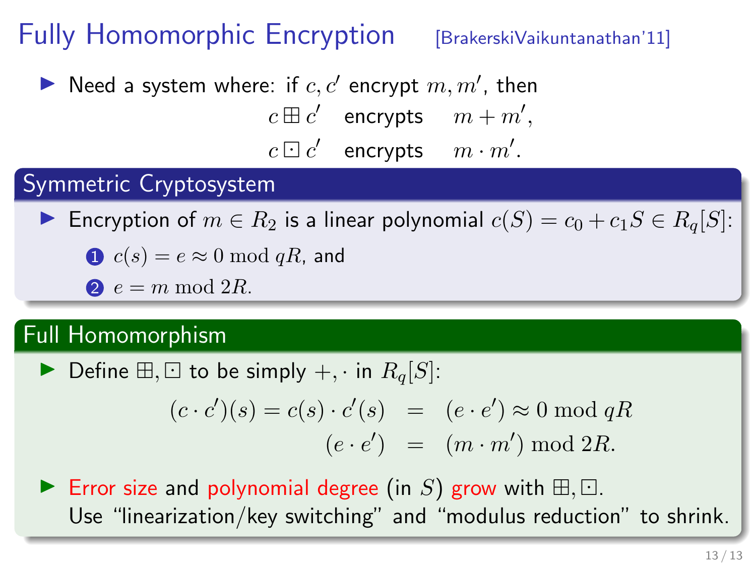# Fully Homomorphic Encryption [BrakerskiVaikuntanathan'11]

- Need a system where: if $c, c'$ encrypt $m, m'$, then

$$c \boxplus c' \quad \text{encrypts} \quad m + m',$$
$$c \boxdot c' \quad \text{encrypts} \quad m \cdot m'.$$

## Symmetric Cryptosystem

- Encryption of $m \in R_2$ is a linear polynomial $c(S) = c_0 + c_1 S \in R_q[S]$:
  1. $c(s) = e \approx 0 \bmod qR$, and
  2. $e = m \bmod 2R$.

## Full Homomorphism

- Define $\boxplus, \boxdot$ to be simply $+, \cdot$ in $R_q[S]$:

$$(c \cdot c')(s) = c(s) \cdot c'(s) \quad = \quad (e \cdot e') \approx 0 \bmod qR$$
$$(e \cdot e') \quad = \quad (m \cdot m') \bmod 2R.$$

- Error size and polynomial degree (in $S$) grow with $\boxplus, \boxdot$.
  Use "linearization/key switching" and "modulus reduction" to shrink.